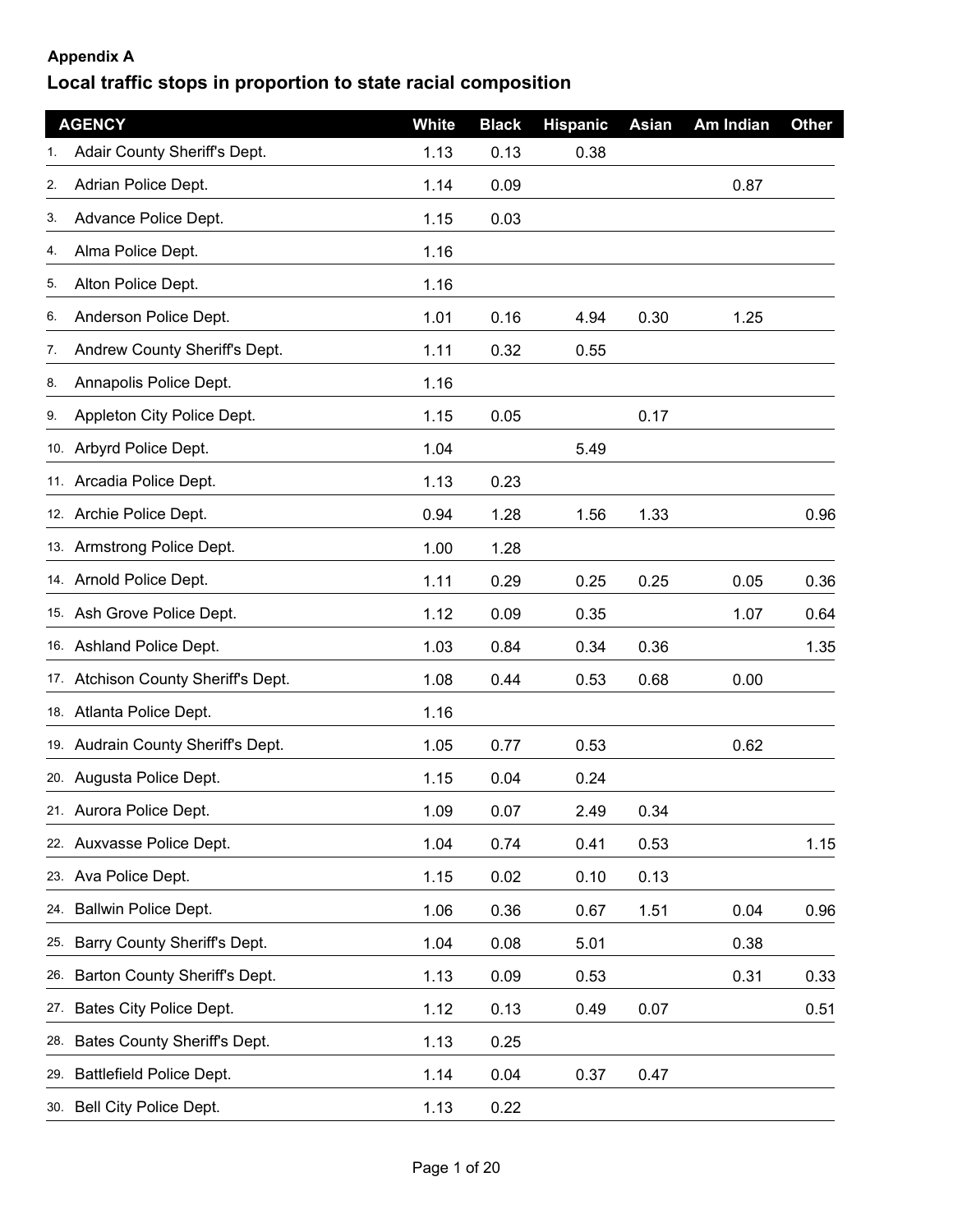**Appendix A**

## Local traffic stops in proportion to state racial composition

| | AGENCY | White | Black | Hispanic | Asian | Am Indian | Other |
|---|---|---|---|---|---|---|---|
| 1. | Adair County Sheriff's Dept. | 1.13 | 0.13 | 0.38 | | | |
| 2. | Adrian Police Dept. | 1.14 | 0.09 | | | 0.87 | |
| 3. | Advance Police Dept. | 1.15 | 0.03 | | | | |
| 4. | Alma Police Dept. | 1.16 | | | | | |
| 5. | Alton Police Dept. | 1.16 | | | | | |
| 6. | Anderson Police Dept. | 1.01 | 0.16 | 4.94 | 0.30 | 1.25 | |
| 7. | Andrew County Sheriff's Dept. | 1.11 | 0.32 | 0.55 | | | |
| 8. | Annapolis Police Dept. | 1.16 | | | | | |
| 9. | Appleton City Police Dept. | 1.15 | 0.05 | | 0.17 | | |
| 10. | Arbyrd Police Dept. | 1.04 | | 5.49 | | | |
| 11. | Arcadia Police Dept. | 1.13 | 0.23 | | | | |
| 12. | Archie Police Dept. | 0.94 | 1.28 | 1.56 | 1.33 | | 0.96 |
| 13. | Armstrong Police Dept. | 1.00 | 1.28 | | | | |
| 14. | Arnold Police Dept. | 1.11 | 0.29 | 0.25 | 0.25 | 0.05 | 0.36 |
| 15. | Ash Grove Police Dept. | 1.12 | 0.09 | 0.35 | | 1.07 | 0.64 |
| 16. | Ashland Police Dept. | 1.03 | 0.84 | 0.34 | 0.36 | | 1.35 |
| 17. | Atchison County Sheriff's Dept. | 1.08 | 0.44 | 0.53 | 0.68 | 0.00 | |
| 18. | Atlanta Police Dept. | 1.16 | | | | | |
| 19. | Audrain County Sheriff's Dept. | 1.05 | 0.77 | 0.53 | | 0.62 | |
| 20. | Augusta Police Dept. | 1.15 | 0.04 | 0.24 | | | |
| 21. | Aurora Police Dept. | 1.09 | 0.07 | 2.49 | 0.34 | | |
| 22. | Auxvasse Police Dept. | 1.04 | 0.74 | 0.41 | 0.53 | | 1.15 |
| 23. | Ava Police Dept. | 1.15 | 0.02 | 0.10 | 0.13 | | |
| 24. | Ballwin Police Dept. | 1.06 | 0.36 | 0.67 | 1.51 | 0.04 | 0.96 |
| 25. | Barry County Sheriff's Dept. | 1.04 | 0.08 | 5.01 | | 0.38 | |
| 26. | Barton County Sheriff's Dept. | 1.13 | 0.09 | 0.53 | | 0.31 | 0.33 |
| 27. | Bates City Police Dept. | 1.12 | 0.13 | 0.49 | 0.07 | | 0.51 |
| 28. | Bates County Sheriff's Dept. | 1.13 | 0.25 | | | | |
| 29. | Battlefield Police Dept. | 1.14 | 0.04 | 0.37 | 0.47 | | |
| 30. | Bell City Police Dept. | 1.13 | 0.22 | | | | |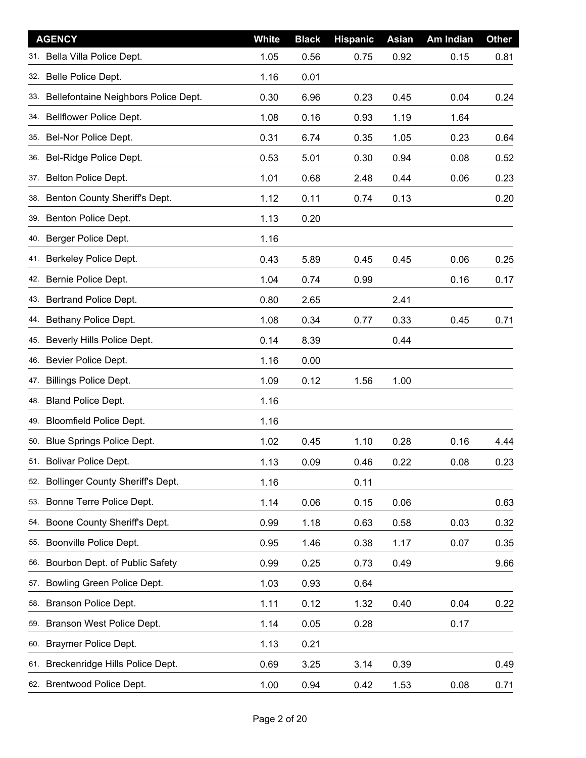| AGENCY | White | Black | Hispanic | Asian | Am Indian | Other |
|---|---|---|---|---|---|---|
| 31. Bella Villa Police Dept. | 1.05 | 0.56 | 0.75 | 0.92 | 0.15 | 0.81 |
| 32. Belle Police Dept. | 1.16 | 0.01 | | | | |
| 33. Bellefontaine Neighbors Police Dept. | 0.30 | 6.96 | 0.23 | 0.45 | 0.04 | 0.24 |
| 34. Bellflower Police Dept. | 1.08 | 0.16 | 0.93 | 1.19 | 1.64 | |
| 35. Bel-Nor Police Dept. | 0.31 | 6.74 | 0.35 | 1.05 | 0.23 | 0.64 |
| 36. Bel-Ridge Police Dept. | 0.53 | 5.01 | 0.30 | 0.94 | 0.08 | 0.52 |
| 37. Belton Police Dept. | 1.01 | 0.68 | 2.48 | 0.44 | 0.06 | 0.23 |
| 38. Benton County Sheriff's Dept. | 1.12 | 0.11 | 0.74 | 0.13 | | 0.20 |
| 39. Benton Police Dept. | 1.13 | 0.20 | | | | |
| 40. Berger Police Dept. | 1.16 | | | | | |
| 41. Berkeley Police Dept. | 0.43 | 5.89 | 0.45 | 0.45 | 0.06 | 0.25 |
| 42. Bernie Police Dept. | 1.04 | 0.74 | 0.99 | | 0.16 | 0.17 |
| 43. Bertrand Police Dept. | 0.80 | 2.65 | | 2.41 | | |
| 44. Bethany Police Dept. | 1.08 | 0.34 | 0.77 | 0.33 | 0.45 | 0.71 |
| 45. Beverly Hills Police Dept. | 0.14 | 8.39 | | 0.44 | | |
| 46. Bevier Police Dept. | 1.16 | 0.00 | | | | |
| 47. Billings Police Dept. | 1.09 | 0.12 | 1.56 | 1.00 | | |
| 48. Bland Police Dept. | 1.16 | | | | | |
| 49. Bloomfield Police Dept. | 1.16 | | | | | |
| 50. Blue Springs Police Dept. | 1.02 | 0.45 | 1.10 | 0.28 | 0.16 | 4.44 |
| 51. Bolivar Police Dept. | 1.13 | 0.09 | 0.46 | 0.22 | 0.08 | 0.23 |
| 52. Bollinger County Sheriff's Dept. | 1.16 | | 0.11 | | | |
| 53. Bonne Terre Police Dept. | 1.14 | 0.06 | 0.15 | 0.06 | | 0.63 |
| 54. Boone County Sheriff's Dept. | 0.99 | 1.18 | 0.63 | 0.58 | 0.03 | 0.32 |
| 55. Boonville Police Dept. | 0.95 | 1.46 | 0.38 | 1.17 | 0.07 | 0.35 |
| 56. Bourbon Dept. of Public Safety | 0.99 | 0.25 | 0.73 | 0.49 | | 9.66 |
| 57. Bowling Green Police Dept. | 1.03 | 0.93 | 0.64 | | | |
| 58. Branson Police Dept. | 1.11 | 0.12 | 1.32 | 0.40 | 0.04 | 0.22 |
| 59. Branson West Police Dept. | 1.14 | 0.05 | 0.28 | | 0.17 | |
| 60. Braymer Police Dept. | 1.13 | 0.21 | | | | |
| 61. Breckenridge Hills Police Dept. | 0.69 | 3.25 | 3.14 | 0.39 | | 0.49 |
| 62. Brentwood Police Dept. | 1.00 | 0.94 | 0.42 | 1.53 | 0.08 | 0.71 |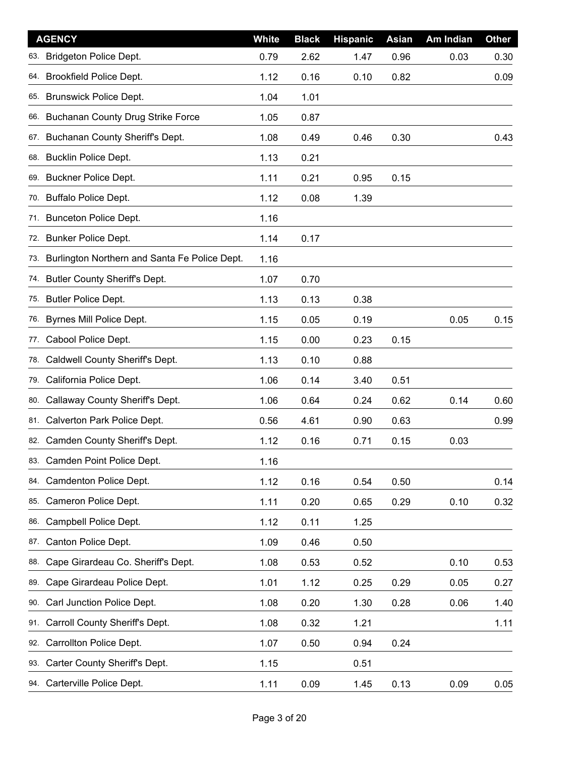| AGENCY | White | Black | Hispanic | Asian | Am Indian | Other |
|---|---|---|---|---|---|---|
| 63. Bridgeton Police Dept. | 0.79 | 2.62 | 1.47 | 0.96 | 0.03 | 0.30 |
| 64. Brookfield Police Dept. | 1.12 | 0.16 | 0.10 | 0.82 | | 0.09 |
| 65. Brunswick Police Dept. | 1.04 | 1.01 | | | | |
| 66. Buchanan County Drug Strike Force | 1.05 | 0.87 | | | | |
| 67. Buchanan County Sheriff's Dept. | 1.08 | 0.49 | 0.46 | 0.30 | | 0.43 |
| 68. Bucklin Police Dept. | 1.13 | 0.21 | | | | |
| 69. Buckner Police Dept. | 1.11 | 0.21 | 0.95 | 0.15 | | |
| 70. Buffalo Police Dept. | 1.12 | 0.08 | 1.39 | | | |
| 71. Bunceton Police Dept. | 1.16 | | | | | |
| 72. Bunker Police Dept. | 1.14 | 0.17 | | | | |
| 73. Burlington Northern and Santa Fe Police Dept. | 1.16 | | | | | |
| 74. Butler County Sheriff's Dept. | 1.07 | 0.70 | | | | |
| 75. Butler Police Dept. | 1.13 | 0.13 | 0.38 | | | |
| 76. Byrnes Mill Police Dept. | 1.15 | 0.05 | 0.19 | | 0.05 | 0.15 |
| 77. Cabool Police Dept. | 1.15 | 0.00 | 0.23 | 0.15 | | |
| 78. Caldwell County Sheriff's Dept. | 1.13 | 0.10 | 0.88 | | | |
| 79. California Police Dept. | 1.06 | 0.14 | 3.40 | 0.51 | | |
| 80. Callaway County Sheriff's Dept. | 1.06 | 0.64 | 0.24 | 0.62 | 0.14 | 0.60 |
| 81. Calverton Park Police Dept. | 0.56 | 4.61 | 0.90 | 0.63 | | 0.99 |
| 82. Camden County Sheriff's Dept. | 1.12 | 0.16 | 0.71 | 0.15 | 0.03 | |
| 83. Camden Point Police Dept. | 1.16 | | | | | |
| 84. Camdenton Police Dept. | 1.12 | 0.16 | 0.54 | 0.50 | | 0.14 |
| 85. Cameron Police Dept. | 1.11 | 0.20 | 0.65 | 0.29 | 0.10 | 0.32 |
| 86. Campbell Police Dept. | 1.12 | 0.11 | 1.25 | | | |
| 87. Canton Police Dept. | 1.09 | 0.46 | 0.50 | | | |
| 88. Cape Girardeau Co. Sheriff's Dept. | 1.08 | 0.53 | 0.52 | | 0.10 | 0.53 |
| 89. Cape Girardeau Police Dept. | 1.01 | 1.12 | 0.25 | 0.29 | 0.05 | 0.27 |
| 90. Carl Junction Police Dept. | 1.08 | 0.20 | 1.30 | 0.28 | 0.06 | 1.40 |
| 91. Carroll County Sheriff's Dept. | 1.08 | 0.32 | 1.21 | | | 1.11 |
| 92. Carrollton Police Dept. | 1.07 | 0.50 | 0.94 | 0.24 | | |
| 93. Carter County Sheriff's Dept. | 1.15 | | 0.51 | | | |
| 94. Carterville Police Dept. | 1.11 | 0.09 | 1.45 | 0.13 | 0.09 | 0.05 |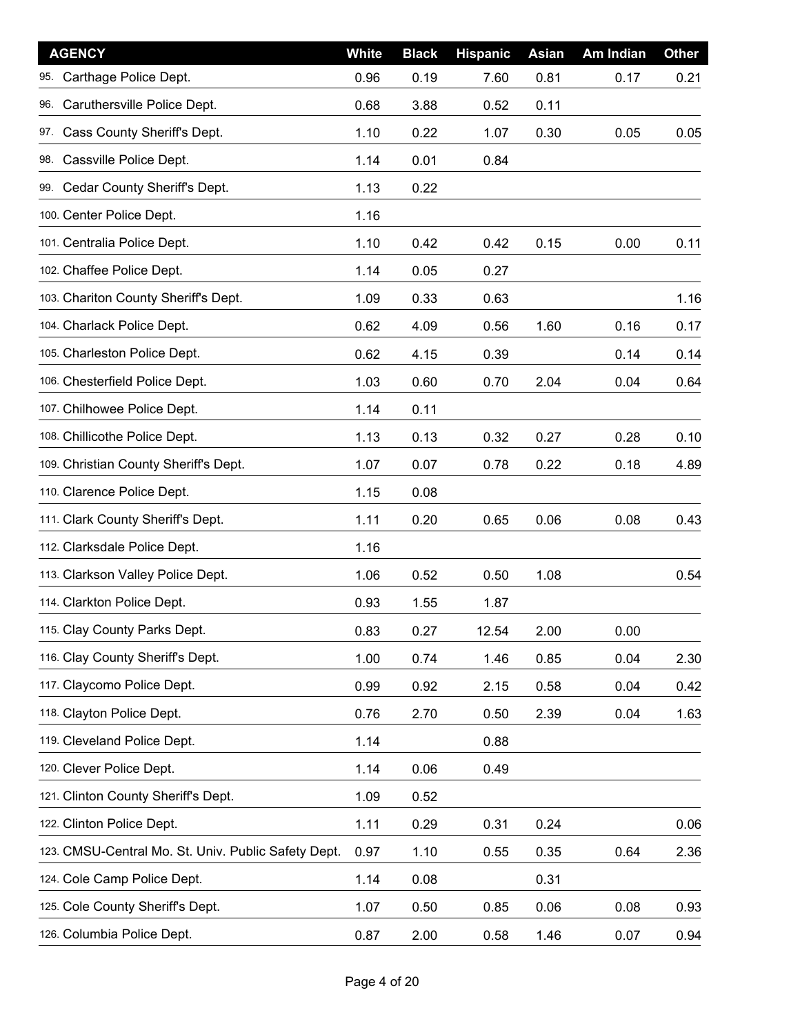| AGENCY | White | Black | Hispanic | Asian | Am Indian | Other |
|---|---|---|---|---|---|---|
| 95. Carthage Police Dept. | 0.96 | 0.19 | 7.60 | 0.81 | 0.17 | 0.21 |
| 96. Caruthersville Police Dept. | 0.68 | 3.88 | 0.52 | 0.11 | | |
| 97. Cass County Sheriff's Dept. | 1.10 | 0.22 | 1.07 | 0.30 | 0.05 | 0.05 |
| 98. Cassville Police Dept. | 1.14 | 0.01 | 0.84 | | | |
| 99. Cedar County Sheriff's Dept. | 1.13 | 0.22 | | | | |
| 100. Center Police Dept. | 1.16 | | | | | |
| 101. Centralia Police Dept. | 1.10 | 0.42 | 0.42 | 0.15 | 0.00 | 0.11 |
| 102. Chaffee Police Dept. | 1.14 | 0.05 | 0.27 | | | |
| 103. Chariton County Sheriff's Dept. | 1.09 | 0.33 | 0.63 | | | 1.16 |
| 104. Charlack Police Dept. | 0.62 | 4.09 | 0.56 | 1.60 | 0.16 | 0.17 |
| 105. Charleston Police Dept. | 0.62 | 4.15 | 0.39 | | 0.14 | 0.14 |
| 106. Chesterfield Police Dept. | 1.03 | 0.60 | 0.70 | 2.04 | 0.04 | 0.64 |
| 107. Chilhowee Police Dept. | 1.14 | 0.11 | | | | |
| 108. Chillicothe Police Dept. | 1.13 | 0.13 | 0.32 | 0.27 | 0.28 | 0.10 |
| 109. Christian County Sheriff's Dept. | 1.07 | 0.07 | 0.78 | 0.22 | 0.18 | 4.89 |
| 110. Clarence Police Dept. | 1.15 | 0.08 | | | | |
| 111. Clark County Sheriff's Dept. | 1.11 | 0.20 | 0.65 | 0.06 | 0.08 | 0.43 |
| 112. Clarksdale Police Dept. | 1.16 | | | | | |
| 113. Clarkson Valley Police Dept. | 1.06 | 0.52 | 0.50 | 1.08 | | 0.54 |
| 114. Clarkton Police Dept. | 0.93 | 1.55 | 1.87 | | | |
| 115. Clay County Parks Dept. | 0.83 | 0.27 | 12.54 | 2.00 | 0.00 | |
| 116. Clay County Sheriff's Dept. | 1.00 | 0.74 | 1.46 | 0.85 | 0.04 | 2.30 |
| 117. Claycomo Police Dept. | 0.99 | 0.92 | 2.15 | 0.58 | 0.04 | 0.42 |
| 118. Clayton Police Dept. | 0.76 | 2.70 | 0.50 | 2.39 | 0.04 | 1.63 |
| 119. Cleveland Police Dept. | 1.14 | | 0.88 | | | |
| 120. Clever Police Dept. | 1.14 | 0.06 | 0.49 | | | |
| 121. Clinton County Sheriff's Dept. | 1.09 | 0.52 | | | | |
| 122. Clinton Police Dept. | 1.11 | 0.29 | 0.31 | 0.24 | | 0.06 |
| 123. CMSU-Central Mo. St. Univ. Public Safety Dept. | 0.97 | 1.10 | 0.55 | 0.35 | 0.64 | 2.36 |
| 124. Cole Camp Police Dept. | 1.14 | 0.08 | | 0.31 | | |
| 125. Cole County Sheriff's Dept. | 1.07 | 0.50 | 0.85 | 0.06 | 0.08 | 0.93 |
| 126. Columbia Police Dept. | 0.87 | 2.00 | 0.58 | 1.46 | 0.07 | 0.94 |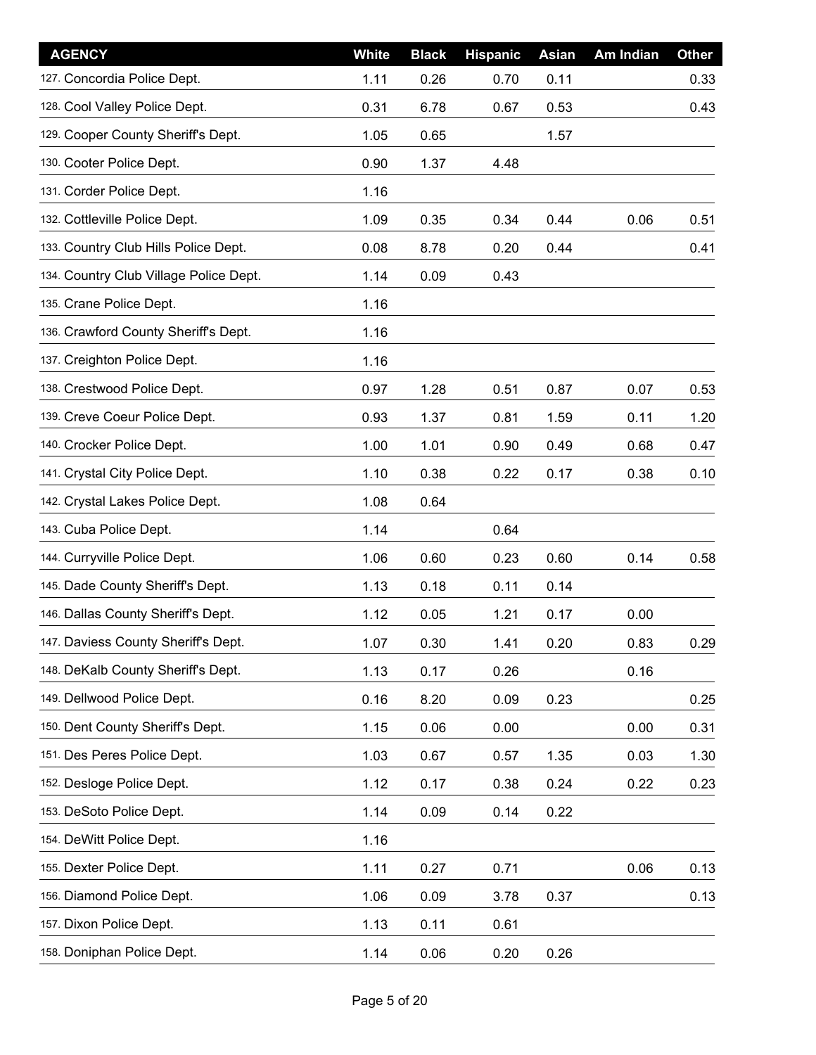| AGENCY | White | Black | Hispanic | Asian | Am Indian | Other |
|---|---|---|---|---|---|---|
| 127. Concordia Police Dept. | 1.11 | 0.26 | 0.70 | 0.11 | | 0.33 |
| 128. Cool Valley Police Dept. | 0.31 | 6.78 | 0.67 | 0.53 | | 0.43 |
| 129. Cooper County Sheriff's Dept. | 1.05 | 0.65 | | 1.57 | | |
| 130. Cooter Police Dept. | 0.90 | 1.37 | 4.48 | | | |
| 131. Corder Police Dept. | 1.16 | | | | | |
| 132. Cottleville Police Dept. | 1.09 | 0.35 | 0.34 | 0.44 | 0.06 | 0.51 |
| 133. Country Club Hills Police Dept. | 0.08 | 8.78 | 0.20 | 0.44 | | 0.41 |
| 134. Country Club Village Police Dept. | 1.14 | 0.09 | 0.43 | | | |
| 135. Crane Police Dept. | 1.16 | | | | | |
| 136. Crawford County Sheriff's Dept. | 1.16 | | | | | |
| 137. Creighton Police Dept. | 1.16 | | | | | |
| 138. Crestwood Police Dept. | 0.97 | 1.28 | 0.51 | 0.87 | 0.07 | 0.53 |
| 139. Creve Coeur Police Dept. | 0.93 | 1.37 | 0.81 | 1.59 | 0.11 | 1.20 |
| 140. Crocker Police Dept. | 1.00 | 1.01 | 0.90 | 0.49 | 0.68 | 0.47 |
| 141. Crystal City Police Dept. | 1.10 | 0.38 | 0.22 | 0.17 | 0.38 | 0.10 |
| 142. Crystal Lakes Police Dept. | 1.08 | 0.64 | | | | |
| 143. Cuba Police Dept. | 1.14 | | 0.64 | | | |
| 144. Curryville Police Dept. | 1.06 | 0.60 | 0.23 | 0.60 | 0.14 | 0.58 |
| 145. Dade County Sheriff's Dept. | 1.13 | 0.18 | 0.11 | 0.14 | | |
| 146. Dallas County Sheriff's Dept. | 1.12 | 0.05 | 1.21 | 0.17 | 0.00 | |
| 147. Daviess County Sheriff's Dept. | 1.07 | 0.30 | 1.41 | 0.20 | 0.83 | 0.29 |
| 148. DeKalb County Sheriff's Dept. | 1.13 | 0.17 | 0.26 | | 0.16 | |
| 149. Dellwood Police Dept. | 0.16 | 8.20 | 0.09 | 0.23 | | 0.25 |
| 150. Dent County Sheriff's Dept. | 1.15 | 0.06 | 0.00 | | 0.00 | 0.31 |
| 151. Des Peres Police Dept. | 1.03 | 0.67 | 0.57 | 1.35 | 0.03 | 1.30 |
| 152. Desloge Police Dept. | 1.12 | 0.17 | 0.38 | 0.24 | 0.22 | 0.23 |
| 153. DeSoto Police Dept. | 1.14 | 0.09 | 0.14 | 0.22 | | |
| 154. DeWitt Police Dept. | 1.16 | | | | | |
| 155. Dexter Police Dept. | 1.11 | 0.27 | 0.71 | | 0.06 | 0.13 |
| 156. Diamond Police Dept. | 1.06 | 0.09 | 3.78 | 0.37 | | 0.13 |
| 157. Dixon Police Dept. | 1.13 | 0.11 | 0.61 | | | |
| 158. Doniphan Police Dept. | 1.14 | 0.06 | 0.20 | 0.26 | | |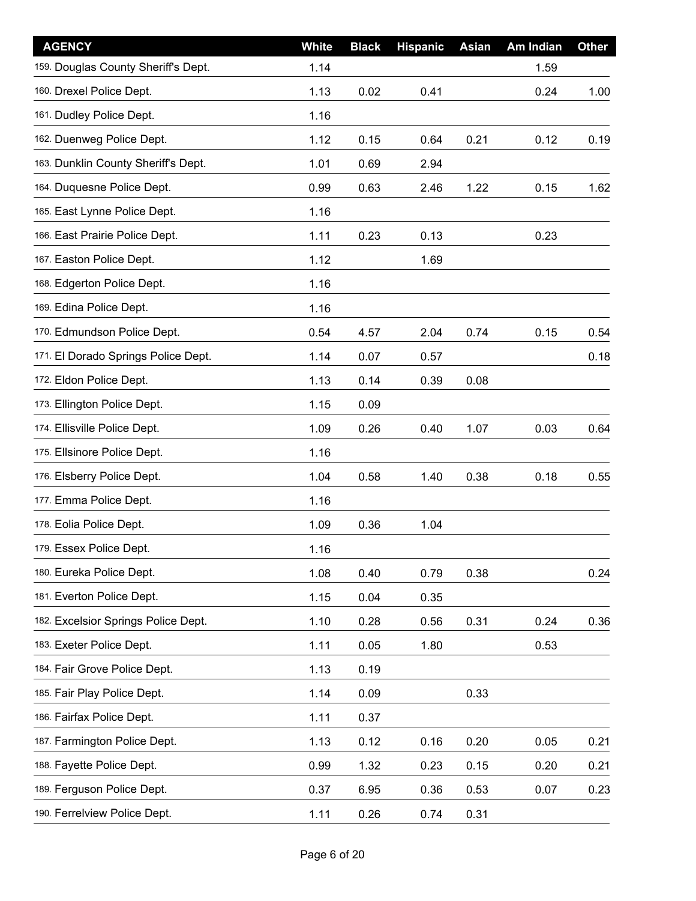| AGENCY | White | Black | Hispanic | Asian | Am Indian | Other |
|---|---|---|---|---|---|---|
| 159. Douglas County Sheriff's Dept. | 1.14 | | | | 1.59 | |
| 160. Drexel Police Dept. | 1.13 | 0.02 | 0.41 | | 0.24 | 1.00 |
| 161. Dudley Police Dept. | 1.16 | | | | | |
| 162. Duenweg Police Dept. | 1.12 | 0.15 | 0.64 | 0.21 | 0.12 | 0.19 |
| 163. Dunklin County Sheriff's Dept. | 1.01 | 0.69 | 2.94 | | | |
| 164. Duquesne Police Dept. | 0.99 | 0.63 | 2.46 | 1.22 | 0.15 | 1.62 |
| 165. East Lynne Police Dept. | 1.16 | | | | | |
| 166. East Prairie Police Dept. | 1.11 | 0.23 | 0.13 | | 0.23 | |
| 167. Easton Police Dept. | 1.12 | | 1.69 | | | |
| 168. Edgerton Police Dept. | 1.16 | | | | | |
| 169. Edina Police Dept. | 1.16 | | | | | |
| 170. Edmundson Police Dept. | 0.54 | 4.57 | 2.04 | 0.74 | 0.15 | 0.54 |
| 171. El Dorado Springs Police Dept. | 1.14 | 0.07 | 0.57 | | | 0.18 |
| 172. Eldon Police Dept. | 1.13 | 0.14 | 0.39 | 0.08 | | |
| 173. Ellington Police Dept. | 1.15 | 0.09 | | | | |
| 174. Ellisville Police Dept. | 1.09 | 0.26 | 0.40 | 1.07 | 0.03 | 0.64 |
| 175. Ellsinore Police Dept. | 1.16 | | | | | |
| 176. Elsberry Police Dept. | 1.04 | 0.58 | 1.40 | 0.38 | 0.18 | 0.55 |
| 177. Emma Police Dept. | 1.16 | | | | | |
| 178. Eolia Police Dept. | 1.09 | 0.36 | 1.04 | | | |
| 179. Essex Police Dept. | 1.16 | | | | | |
| 180. Eureka Police Dept. | 1.08 | 0.40 | 0.79 | 0.38 | | 0.24 |
| 181. Everton Police Dept. | 1.15 | 0.04 | 0.35 | | | |
| 182. Excelsior Springs Police Dept. | 1.10 | 0.28 | 0.56 | 0.31 | 0.24 | 0.36 |
| 183. Exeter Police Dept. | 1.11 | 0.05 | 1.80 | | 0.53 | |
| 184. Fair Grove Police Dept. | 1.13 | 0.19 | | | | |
| 185. Fair Play Police Dept. | 1.14 | 0.09 | | 0.33 | | |
| 186. Fairfax Police Dept. | 1.11 | 0.37 | | | | |
| 187. Farmington Police Dept. | 1.13 | 0.12 | 0.16 | 0.20 | 0.05 | 0.21 |
| 188. Fayette Police Dept. | 0.99 | 1.32 | 0.23 | 0.15 | 0.20 | 0.21 |
| 189. Ferguson Police Dept. | 0.37 | 6.95 | 0.36 | 0.53 | 0.07 | 0.23 |
| 190. Ferrelview Police Dept. | 1.11 | 0.26 | 0.74 | 0.31 | | |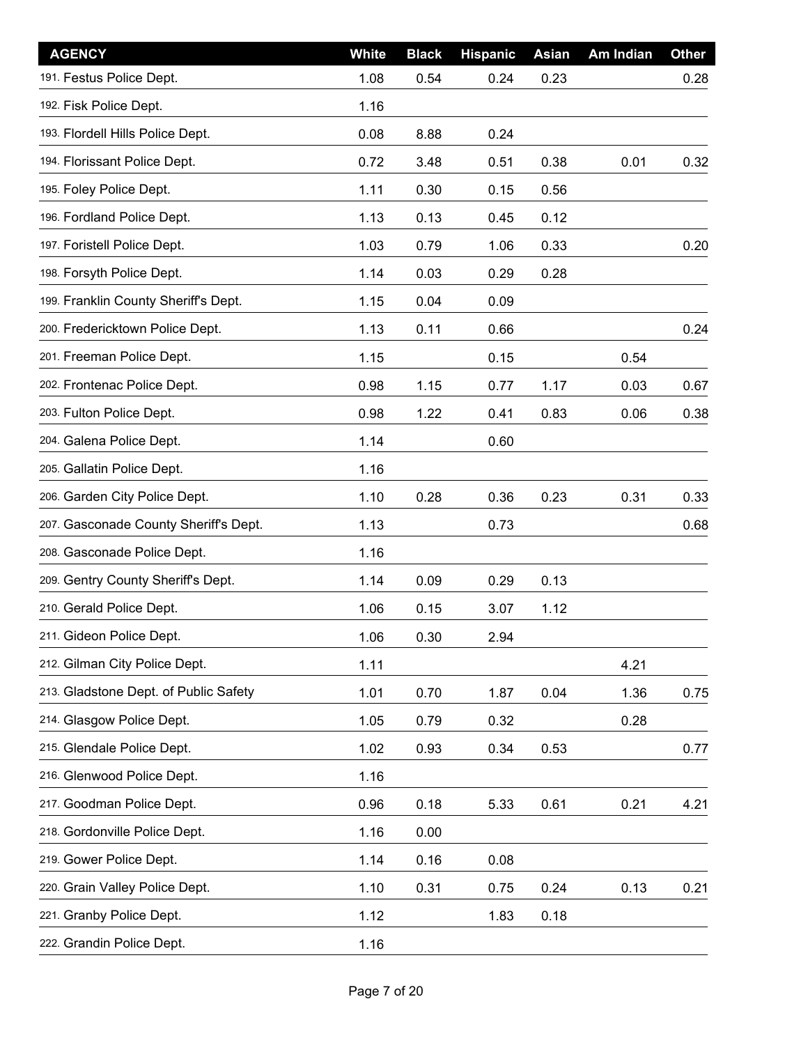| AGENCY | White | Black | Hispanic | Asian | Am Indian | Other |
|---|---|---|---|---|---|---|
| 191. Festus Police Dept. | 1.08 | 0.54 | 0.24 | 0.23 | | 0.28 |
| 192. Fisk Police Dept. | 1.16 | | | | | |
| 193. Flordell Hills Police Dept. | 0.08 | 8.88 | 0.24 | | | |
| 194. Florissant Police Dept. | 0.72 | 3.48 | 0.51 | 0.38 | 0.01 | 0.32 |
| 195. Foley Police Dept. | 1.11 | 0.30 | 0.15 | 0.56 | | |
| 196. Fordland Police Dept. | 1.13 | 0.13 | 0.45 | 0.12 | | |
| 197. Foristell Police Dept. | 1.03 | 0.79 | 1.06 | 0.33 | | 0.20 |
| 198. Forsyth Police Dept. | 1.14 | 0.03 | 0.29 | 0.28 | | |
| 199. Franklin County Sheriff's Dept. | 1.15 | 0.04 | 0.09 | | | |
| 200. Fredericktown Police Dept. | 1.13 | 0.11 | 0.66 | | | 0.24 |
| 201. Freeman Police Dept. | 1.15 | | 0.15 | | 0.54 | |
| 202. Frontenac Police Dept. | 0.98 | 1.15 | 0.77 | 1.17 | 0.03 | 0.67 |
| 203. Fulton Police Dept. | 0.98 | 1.22 | 0.41 | 0.83 | 0.06 | 0.38 |
| 204. Galena Police Dept. | 1.14 | | 0.60 | | | |
| 205. Gallatin Police Dept. | 1.16 | | | | | |
| 206. Garden City Police Dept. | 1.10 | 0.28 | 0.36 | 0.23 | 0.31 | 0.33 |
| 207. Gasconade County Sheriff's Dept. | 1.13 | | 0.73 | | | 0.68 |
| 208. Gasconade Police Dept. | 1.16 | | | | | |
| 209. Gentry County Sheriff's Dept. | 1.14 | 0.09 | 0.29 | 0.13 | | |
| 210. Gerald Police Dept. | 1.06 | 0.15 | 3.07 | 1.12 | | |
| 211. Gideon Police Dept. | 1.06 | 0.30 | 2.94 | | | |
| 212. Gilman City Police Dept. | 1.11 | | | | 4.21 | |
| 213. Gladstone Dept. of Public Safety | 1.01 | 0.70 | 1.87 | 0.04 | 1.36 | 0.75 |
| 214. Glasgow Police Dept. | 1.05 | 0.79 | 0.32 | | 0.28 | |
| 215. Glendale Police Dept. | 1.02 | 0.93 | 0.34 | 0.53 | | 0.77 |
| 216. Glenwood Police Dept. | 1.16 | | | | | |
| 217. Goodman Police Dept. | 0.96 | 0.18 | 5.33 | 0.61 | 0.21 | 4.21 |
| 218. Gordonville Police Dept. | 1.16 | 0.00 | | | | |
| 219. Gower Police Dept. | 1.14 | 0.16 | 0.08 | | | |
| 220. Grain Valley Police Dept. | 1.10 | 0.31 | 0.75 | 0.24 | 0.13 | 0.21 |
| 221. Granby Police Dept. | 1.12 | | 1.83 | 0.18 | | |
| 222. Grandin Police Dept. | 1.16 | | | | | |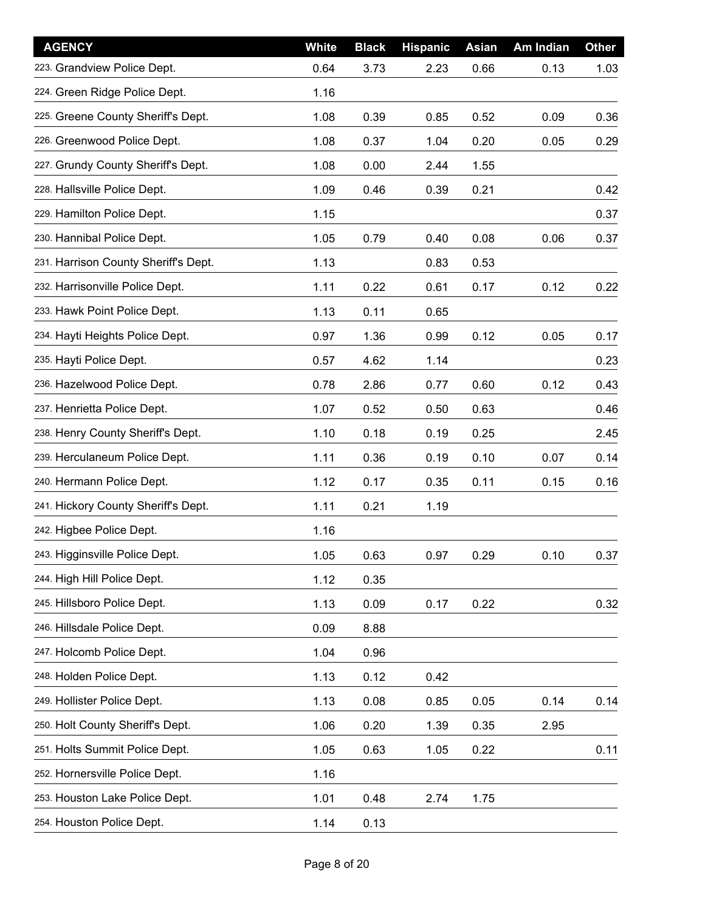| AGENCY | White | Black | Hispanic | Asian | Am Indian | Other |
|---|---|---|---|---|---|---|
| 223. Grandview Police Dept. | 0.64 | 3.73 | 2.23 | 0.66 | 0.13 | 1.03 |
| 224. Green Ridge Police Dept. | 1.16 | | | | | |
| 225. Greene County Sheriff's Dept. | 1.08 | 0.39 | 0.85 | 0.52 | 0.09 | 0.36 |
| 226. Greenwood Police Dept. | 1.08 | 0.37 | 1.04 | 0.20 | 0.05 | 0.29 |
| 227. Grundy County Sheriff's Dept. | 1.08 | 0.00 | 2.44 | 1.55 | | |
| 228. Hallsville Police Dept. | 1.09 | 0.46 | 0.39 | 0.21 | | 0.42 |
| 229. Hamilton Police Dept. | 1.15 | | | | | 0.37 |
| 230. Hannibal Police Dept. | 1.05 | 0.79 | 0.40 | 0.08 | 0.06 | 0.37 |
| 231. Harrison County Sheriff's Dept. | 1.13 | | 0.83 | 0.53 | | |
| 232. Harrisonville Police Dept. | 1.11 | 0.22 | 0.61 | 0.17 | 0.12 | 0.22 |
| 233. Hawk Point Police Dept. | 1.13 | 0.11 | 0.65 | | | |
| 234. Hayti Heights Police Dept. | 0.97 | 1.36 | 0.99 | 0.12 | 0.05 | 0.17 |
| 235. Hayti Police Dept. | 0.57 | 4.62 | 1.14 | | | 0.23 |
| 236. Hazelwood Police Dept. | 0.78 | 2.86 | 0.77 | 0.60 | 0.12 | 0.43 |
| 237. Henrietta Police Dept. | 1.07 | 0.52 | 0.50 | 0.63 | | 0.46 |
| 238. Henry County Sheriff's Dept. | 1.10 | 0.18 | 0.19 | 0.25 | | 2.45 |
| 239. Herculaneum Police Dept. | 1.11 | 0.36 | 0.19 | 0.10 | 0.07 | 0.14 |
| 240. Hermann Police Dept. | 1.12 | 0.17 | 0.35 | 0.11 | 0.15 | 0.16 |
| 241. Hickory County Sheriff's Dept. | 1.11 | 0.21 | 1.19 | | | |
| 242. Higbee Police Dept. | 1.16 | | | | | |
| 243. Higginsville Police Dept. | 1.05 | 0.63 | 0.97 | 0.29 | 0.10 | 0.37 |
| 244. High Hill Police Dept. | 1.12 | 0.35 | | | | |
| 245. Hillsboro Police Dept. | 1.13 | 0.09 | 0.17 | 0.22 | | 0.32 |
| 246. Hillsdale Police Dept. | 0.09 | 8.88 | | | | |
| 247. Holcomb Police Dept. | 1.04 | 0.96 | | | | |
| 248. Holden Police Dept. | 1.13 | 0.12 | 0.42 | | | |
| 249. Hollister Police Dept. | 1.13 | 0.08 | 0.85 | 0.05 | 0.14 | 0.14 |
| 250. Holt County Sheriff's Dept. | 1.06 | 0.20 | 1.39 | 0.35 | 2.95 | |
| 251. Holts Summit Police Dept. | 1.05 | 0.63 | 1.05 | 0.22 | | 0.11 |
| 252. Hornersville Police Dept. | 1.16 | | | | | |
| 253. Houston Lake Police Dept. | 1.01 | 0.48 | 2.74 | 1.75 | | |
| 254. Houston Police Dept. | 1.14 | 0.13 | | | | |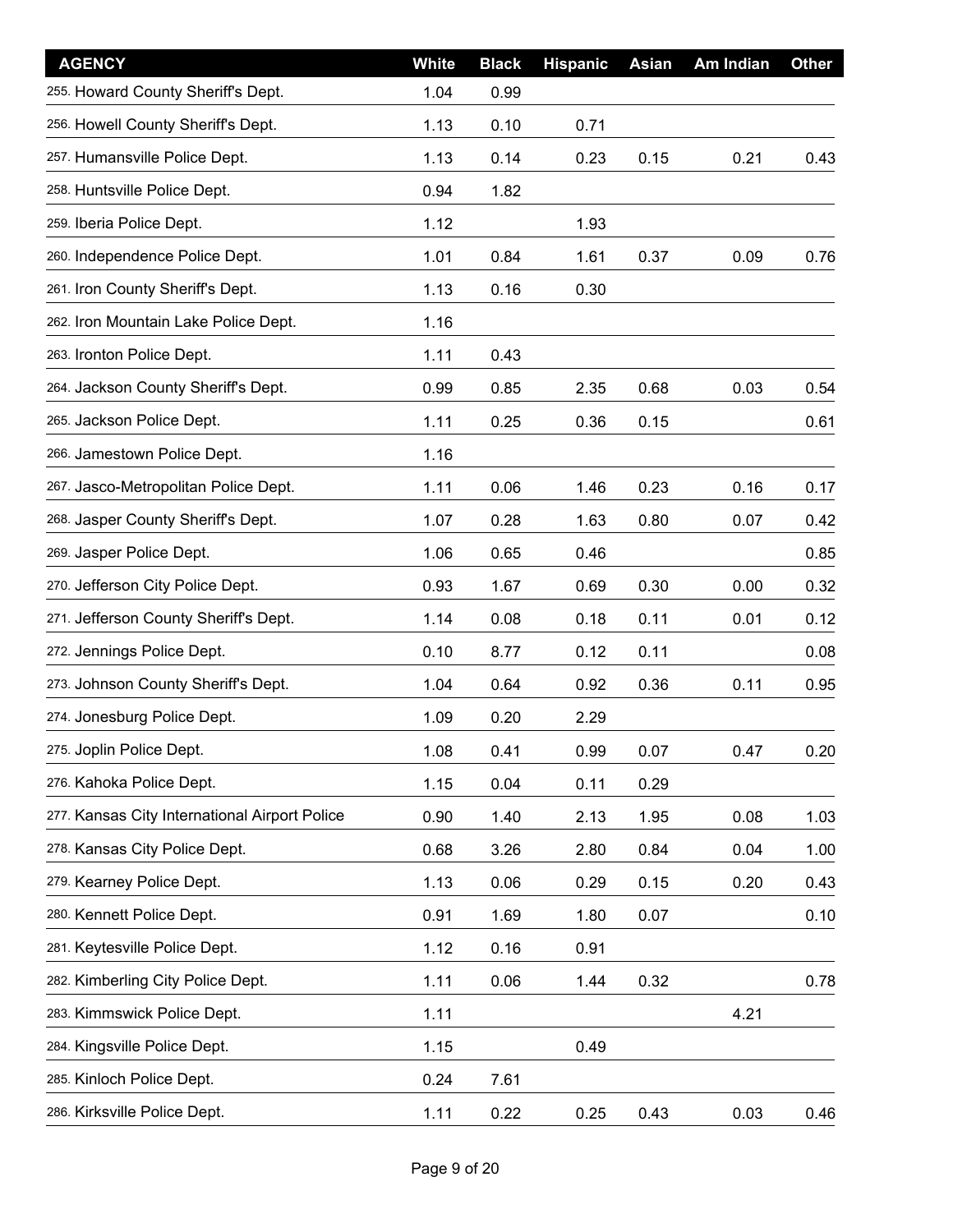| AGENCY | White | Black | Hispanic | Asian | Am Indian | Other |
|---|---|---|---|---|---|---|
| 255. Howard County Sheriff's Dept. | 1.04 | 0.99 | | | | |
| 256. Howell County Sheriff's Dept. | 1.13 | 0.10 | 0.71 | | | |
| 257. Humansville Police Dept. | 1.13 | 0.14 | 0.23 | 0.15 | 0.21 | 0.43 |
| 258. Huntsville Police Dept. | 0.94 | 1.82 | | | | |
| 259. Iberia Police Dept. | 1.12 | | 1.93 | | | |
| 260. Independence Police Dept. | 1.01 | 0.84 | 1.61 | 0.37 | 0.09 | 0.76 |
| 261. Iron County Sheriff's Dept. | 1.13 | 0.16 | 0.30 | | | |
| 262. Iron Mountain Lake Police Dept. | 1.16 | | | | | |
| 263. Ironton Police Dept. | 1.11 | 0.43 | | | | |
| 264. Jackson County Sheriff's Dept. | 0.99 | 0.85 | 2.35 | 0.68 | 0.03 | 0.54 |
| 265. Jackson Police Dept. | 1.11 | 0.25 | 0.36 | 0.15 | | 0.61 |
| 266. Jamestown Police Dept. | 1.16 | | | | | |
| 267. Jasco-Metropolitan Police Dept. | 1.11 | 0.06 | 1.46 | 0.23 | 0.16 | 0.17 |
| 268. Jasper County Sheriff's Dept. | 1.07 | 0.28 | 1.63 | 0.80 | 0.07 | 0.42 |
| 269. Jasper Police Dept. | 1.06 | 0.65 | 0.46 | | | 0.85 |
| 270. Jefferson City Police Dept. | 0.93 | 1.67 | 0.69 | 0.30 | 0.00 | 0.32 |
| 271. Jefferson County Sheriff's Dept. | 1.14 | 0.08 | 0.18 | 0.11 | 0.01 | 0.12 |
| 272. Jennings Police Dept. | 0.10 | 8.77 | 0.12 | 0.11 | | 0.08 |
| 273. Johnson County Sheriff's Dept. | 1.04 | 0.64 | 0.92 | 0.36 | 0.11 | 0.95 |
| 274. Jonesburg Police Dept. | 1.09 | 0.20 | 2.29 | | | |
| 275. Joplin Police Dept. | 1.08 | 0.41 | 0.99 | 0.07 | 0.47 | 0.20 |
| 276. Kahoka Police Dept. | 1.15 | 0.04 | 0.11 | 0.29 | | |
| 277. Kansas City International Airport Police | 0.90 | 1.40 | 2.13 | 1.95 | 0.08 | 1.03 |
| 278. Kansas City Police Dept. | 0.68 | 3.26 | 2.80 | 0.84 | 0.04 | 1.00 |
| 279. Kearney Police Dept. | 1.13 | 0.06 | 0.29 | 0.15 | 0.20 | 0.43 |
| 280. Kennett Police Dept. | 0.91 | 1.69 | 1.80 | 0.07 | | 0.10 |
| 281. Keytesville Police Dept. | 1.12 | 0.16 | 0.91 | | | |
| 282. Kimberling City Police Dept. | 1.11 | 0.06 | 1.44 | 0.32 | | 0.78 |
| 283. Kimmswick Police Dept. | 1.11 | | | | 4.21 | |
| 284. Kingsville Police Dept. | 1.15 | | 0.49 | | | |
| 285. Kinloch Police Dept. | 0.24 | 7.61 | | | | |
| 286. Kirksville Police Dept. | 1.11 | 0.22 | 0.25 | 0.43 | 0.03 | 0.46 |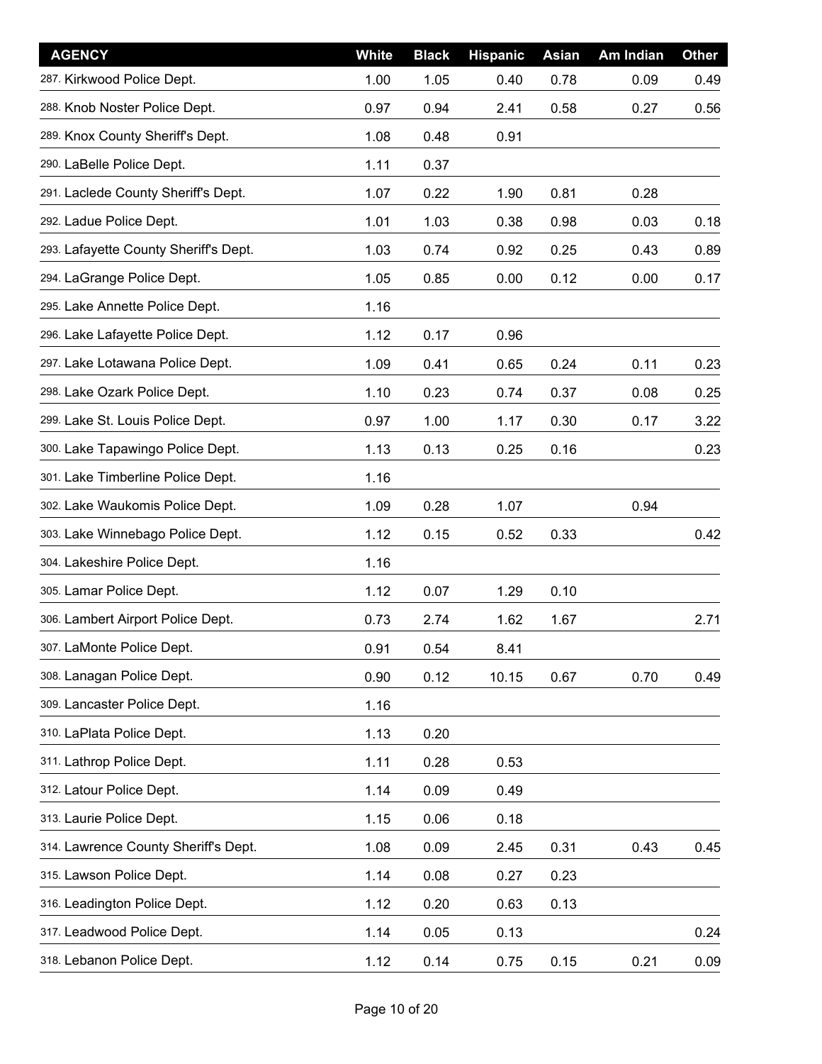| AGENCY | White | Black | Hispanic | Asian | Am Indian | Other |
|---|---|---|---|---|---|---|
| 287. Kirkwood Police Dept. | 1.00 | 1.05 | 0.40 | 0.78 | 0.09 | 0.49 |
| 288. Knob Noster Police Dept. | 0.97 | 0.94 | 2.41 | 0.58 | 0.27 | 0.56 |
| 289. Knox County Sheriff's Dept. | 1.08 | 0.48 | 0.91 | | | |
| 290. LaBelle Police Dept. | 1.11 | 0.37 | | | | |
| 291. Laclede County Sheriff's Dept. | 1.07 | 0.22 | 1.90 | 0.81 | 0.28 | |
| 292. Ladue Police Dept. | 1.01 | 1.03 | 0.38 | 0.98 | 0.03 | 0.18 |
| 293. Lafayette County Sheriff's Dept. | 1.03 | 0.74 | 0.92 | 0.25 | 0.43 | 0.89 |
| 294. LaGrange Police Dept. | 1.05 | 0.85 | 0.00 | 0.12 | 0.00 | 0.17 |
| 295. Lake Annette Police Dept. | 1.16 | | | | | |
| 296. Lake Lafayette Police Dept. | 1.12 | 0.17 | 0.96 | | | |
| 297. Lake Lotawana Police Dept. | 1.09 | 0.41 | 0.65 | 0.24 | 0.11 | 0.23 |
| 298. Lake Ozark Police Dept. | 1.10 | 0.23 | 0.74 | 0.37 | 0.08 | 0.25 |
| 299. Lake St. Louis Police Dept. | 0.97 | 1.00 | 1.17 | 0.30 | 0.17 | 3.22 |
| 300. Lake Tapawingo Police Dept. | 1.13 | 0.13 | 0.25 | 0.16 | | 0.23 |
| 301. Lake Timberline Police Dept. | 1.16 | | | | | |
| 302. Lake Waukomis Police Dept. | 1.09 | 0.28 | 1.07 | | 0.94 | |
| 303. Lake Winnebago Police Dept. | 1.12 | 0.15 | 0.52 | 0.33 | | 0.42 |
| 304. Lakeshire Police Dept. | 1.16 | | | | | |
| 305. Lamar Police Dept. | 1.12 | 0.07 | 1.29 | 0.10 | | |
| 306. Lambert Airport Police Dept. | 0.73 | 2.74 | 1.62 | 1.67 | | 2.71 |
| 307. LaMonte Police Dept. | 0.91 | 0.54 | 8.41 | | | |
| 308. Lanagan Police Dept. | 0.90 | 0.12 | 10.15 | 0.67 | 0.70 | 0.49 |
| 309. Lancaster Police Dept. | 1.16 | | | | | |
| 310. LaPlata Police Dept. | 1.13 | 0.20 | | | | |
| 311. Lathrop Police Dept. | 1.11 | 0.28 | 0.53 | | | |
| 312. Latour Police Dept. | 1.14 | 0.09 | 0.49 | | | |
| 313. Laurie Police Dept. | 1.15 | 0.06 | 0.18 | | | |
| 314. Lawrence County Sheriff's Dept. | 1.08 | 0.09 | 2.45 | 0.31 | 0.43 | 0.45 |
| 315. Lawson Police Dept. | 1.14 | 0.08 | 0.27 | 0.23 | | |
| 316. Leadington Police Dept. | 1.12 | 0.20 | 0.63 | 0.13 | | |
| 317. Leadwood Police Dept. | 1.14 | 0.05 | 0.13 | | | 0.24 |
| 318. Lebanon Police Dept. | 1.12 | 0.14 | 0.75 | 0.15 | 0.21 | 0.09 |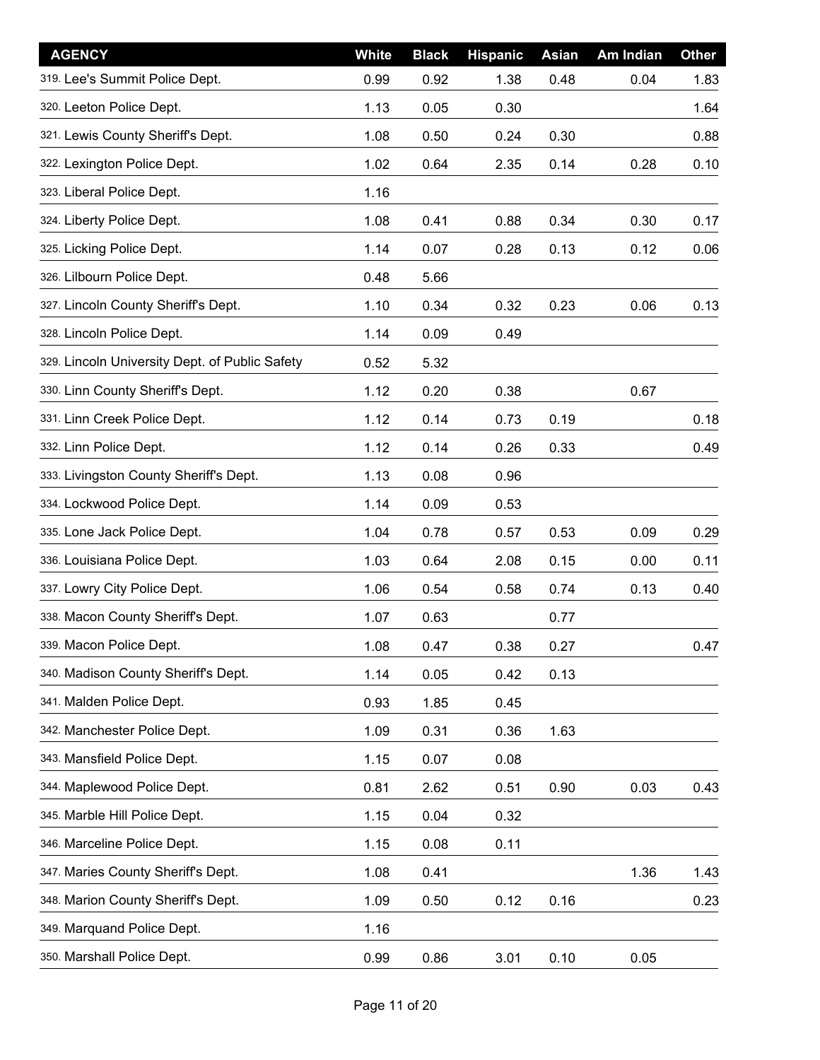| AGENCY | White | Black | Hispanic | Asian | Am Indian | Other |
|---|---|---|---|---|---|---|
| 319. Lee's Summit Police Dept. | 0.99 | 0.92 | 1.38 | 0.48 | 0.04 | 1.83 |
| 320. Leeton Police Dept. | 1.13 | 0.05 | 0.30 | | | 1.64 |
| 321. Lewis County Sheriff's Dept. | 1.08 | 0.50 | 0.24 | 0.30 | | 0.88 |
| 322. Lexington Police Dept. | 1.02 | 0.64 | 2.35 | 0.14 | 0.28 | 0.10 |
| 323. Liberal Police Dept. | 1.16 | | | | | |
| 324. Liberty Police Dept. | 1.08 | 0.41 | 0.88 | 0.34 | 0.30 | 0.17 |
| 325. Licking Police Dept. | 1.14 | 0.07 | 0.28 | 0.13 | 0.12 | 0.06 |
| 326. Lilbourn Police Dept. | 0.48 | 5.66 | | | | |
| 327. Lincoln County Sheriff's Dept. | 1.10 | 0.34 | 0.32 | 0.23 | 0.06 | 0.13 |
| 328. Lincoln Police Dept. | 1.14 | 0.09 | 0.49 | | | |
| 329. Lincoln University Dept. of Public Safety | 0.52 | 5.32 | | | | |
| 330. Linn County Sheriff's Dept. | 1.12 | 0.20 | 0.38 | | 0.67 | |
| 331. Linn Creek Police Dept. | 1.12 | 0.14 | 0.73 | 0.19 | | 0.18 |
| 332. Linn Police Dept. | 1.12 | 0.14 | 0.26 | 0.33 | | 0.49 |
| 333. Livingston County Sheriff's Dept. | 1.13 | 0.08 | 0.96 | | | |
| 334. Lockwood Police Dept. | 1.14 | 0.09 | 0.53 | | | |
| 335. Lone Jack Police Dept. | 1.04 | 0.78 | 0.57 | 0.53 | 0.09 | 0.29 |
| 336. Louisiana Police Dept. | 1.03 | 0.64 | 2.08 | 0.15 | 0.00 | 0.11 |
| 337. Lowry City Police Dept. | 1.06 | 0.54 | 0.58 | 0.74 | 0.13 | 0.40 |
| 338. Macon County Sheriff's Dept. | 1.07 | 0.63 | | 0.77 | | |
| 339. Macon Police Dept. | 1.08 | 0.47 | 0.38 | 0.27 | | 0.47 |
| 340. Madison County Sheriff's Dept. | 1.14 | 0.05 | 0.42 | 0.13 | | |
| 341. Malden Police Dept. | 0.93 | 1.85 | 0.45 | | | |
| 342. Manchester Police Dept. | 1.09 | 0.31 | 0.36 | 1.63 | | |
| 343. Mansfield Police Dept. | 1.15 | 0.07 | 0.08 | | | |
| 344. Maplewood Police Dept. | 0.81 | 2.62 | 0.51 | 0.90 | 0.03 | 0.43 |
| 345. Marble Hill Police Dept. | 1.15 | 0.04 | 0.32 | | | |
| 346. Marceline Police Dept. | 1.15 | 0.08 | 0.11 | | | |
| 347. Maries County Sheriff's Dept. | 1.08 | 0.41 | | | 1.36 | 1.43 |
| 348. Marion County Sheriff's Dept. | 1.09 | 0.50 | 0.12 | 0.16 | | 0.23 |
| 349. Marquand Police Dept. | 1.16 | | | | | |
| 350. Marshall Police Dept. | 0.99 | 0.86 | 3.01 | 0.10 | 0.05 | |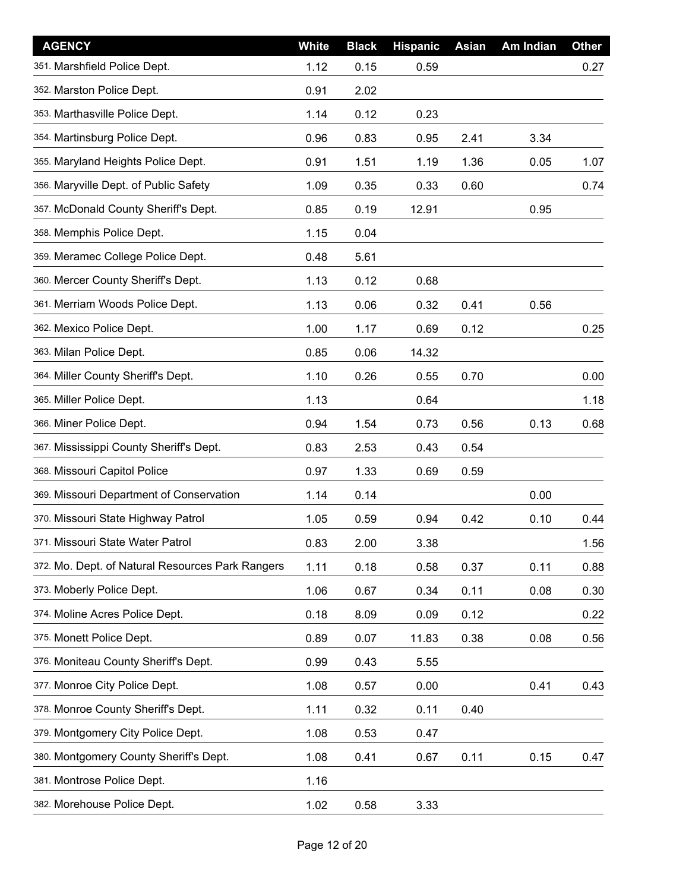| AGENCY | White | Black | Hispanic | Asian | Am Indian | Other |
|---|---|---|---|---|---|---|
| 351. Marshfield Police Dept. | 1.12 | 0.15 | 0.59 | | | 0.27 |
| 352. Marston Police Dept. | 0.91 | 2.02 | | | | |
| 353. Marthasville Police Dept. | 1.14 | 0.12 | 0.23 | | | |
| 354. Martinsburg Police Dept. | 0.96 | 0.83 | 0.95 | 2.41 | 3.34 | |
| 355. Maryland Heights Police Dept. | 0.91 | 1.51 | 1.19 | 1.36 | 0.05 | 1.07 |
| 356. Maryville Dept. of Public Safety | 1.09 | 0.35 | 0.33 | 0.60 | | 0.74 |
| 357. McDonald County Sheriff's Dept. | 0.85 | 0.19 | 12.91 | | 0.95 | |
| 358. Memphis Police Dept. | 1.15 | 0.04 | | | | |
| 359. Meramec College Police Dept. | 0.48 | 5.61 | | | | |
| 360. Mercer County Sheriff's Dept. | 1.13 | 0.12 | 0.68 | | | |
| 361. Merriam Woods Police Dept. | 1.13 | 0.06 | 0.32 | 0.41 | 0.56 | |
| 362. Mexico Police Dept. | 1.00 | 1.17 | 0.69 | 0.12 | | 0.25 |
| 363. Milan Police Dept. | 0.85 | 0.06 | 14.32 | | | |
| 364. Miller County Sheriff's Dept. | 1.10 | 0.26 | 0.55 | 0.70 | | 0.00 |
| 365. Miller Police Dept. | 1.13 | | 0.64 | | | 1.18 |
| 366. Miner Police Dept. | 0.94 | 1.54 | 0.73 | 0.56 | 0.13 | 0.68 |
| 367. Mississippi County Sheriff's Dept. | 0.83 | 2.53 | 0.43 | 0.54 | | |
| 368. Missouri Capitol Police | 0.97 | 1.33 | 0.69 | 0.59 | | |
| 369. Missouri Department of Conservation | 1.14 | 0.14 | | | 0.00 | |
| 370. Missouri State Highway Patrol | 1.05 | 0.59 | 0.94 | 0.42 | 0.10 | 0.44 |
| 371. Missouri State Water Patrol | 0.83 | 2.00 | 3.38 | | | 1.56 |
| 372. Mo. Dept. of Natural Resources Park Rangers | 1.11 | 0.18 | 0.58 | 0.37 | 0.11 | 0.88 |
| 373. Moberly Police Dept. | 1.06 | 0.67 | 0.34 | 0.11 | 0.08 | 0.30 |
| 374. Moline Acres Police Dept. | 0.18 | 8.09 | 0.09 | 0.12 | | 0.22 |
| 375. Monett Police Dept. | 0.89 | 0.07 | 11.83 | 0.38 | 0.08 | 0.56 |
| 376. Moniteau County Sheriff's Dept. | 0.99 | 0.43 | 5.55 | | | |
| 377. Monroe City Police Dept. | 1.08 | 0.57 | 0.00 | | 0.41 | 0.43 |
| 378. Monroe County Sheriff's Dept. | 1.11 | 0.32 | 0.11 | 0.40 | | |
| 379. Montgomery City Police Dept. | 1.08 | 0.53 | 0.47 | | | |
| 380. Montgomery County Sheriff's Dept. | 1.08 | 0.41 | 0.67 | 0.11 | 0.15 | 0.47 |
| 381. Montrose Police Dept. | 1.16 | | | | | |
| 382. Morehouse Police Dept. | 1.02 | 0.58 | 3.33 | | | |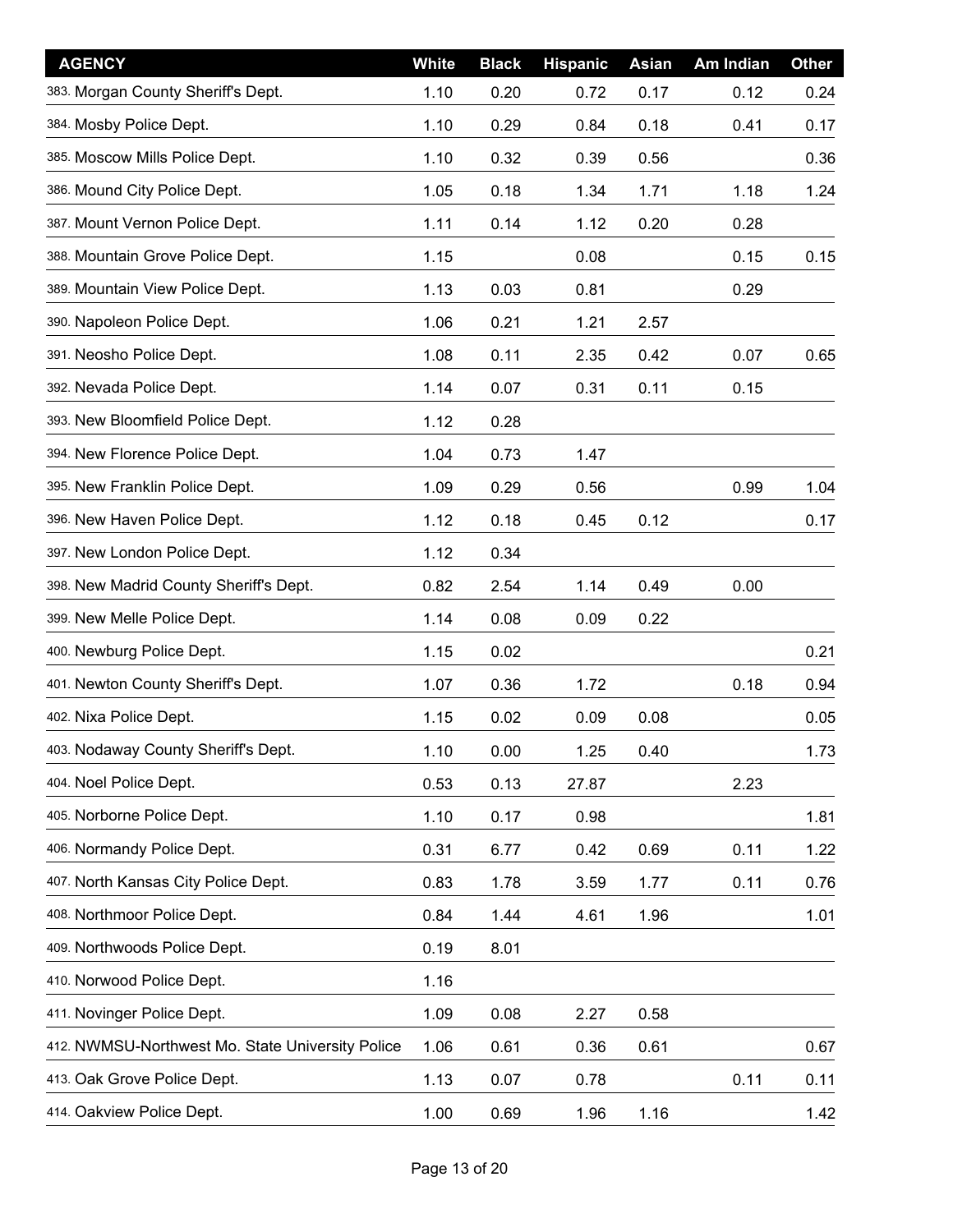| AGENCY | White | Black | Hispanic | Asian | Am Indian | Other |
| --- | --- | --- | --- | --- | --- | --- |
| 383. Morgan County Sheriff's Dept. | 1.10 | 0.20 | 0.72 | 0.17 | 0.12 | 0.24 |
| 384. Mosby Police Dept. | 1.10 | 0.29 | 0.84 | 0.18 | 0.41 | 0.17 |
| 385. Moscow Mills Police Dept. | 1.10 | 0.32 | 0.39 | 0.56 | | 0.36 |
| 386. Mound City Police Dept. | 1.05 | 0.18 | 1.34 | 1.71 | 1.18 | 1.24 |
| 387. Mount Vernon Police Dept. | 1.11 | 0.14 | 1.12 | 0.20 | 0.28 | |
| 388. Mountain Grove Police Dept. | 1.15 | | 0.08 | | 0.15 | 0.15 |
| 389. Mountain View Police Dept. | 1.13 | 0.03 | 0.81 | | 0.29 | |
| 390. Napoleon Police Dept. | 1.06 | 0.21 | 1.21 | 2.57 | | |
| 391. Neosho Police Dept. | 1.08 | 0.11 | 2.35 | 0.42 | 0.07 | 0.65 |
| 392. Nevada Police Dept. | 1.14 | 0.07 | 0.31 | 0.11 | 0.15 | |
| 393. New Bloomfield Police Dept. | 1.12 | 0.28 | | | | |
| 394. New Florence Police Dept. | 1.04 | 0.73 | 1.47 | | | |
| 395. New Franklin Police Dept. | 1.09 | 0.29 | 0.56 | | 0.99 | 1.04 |
| 396. New Haven Police Dept. | 1.12 | 0.18 | 0.45 | 0.12 | | 0.17 |
| 397. New London Police Dept. | 1.12 | 0.34 | | | | |
| 398. New Madrid County Sheriff's Dept. | 0.82 | 2.54 | 1.14 | 0.49 | 0.00 | |
| 399. New Melle Police Dept. | 1.14 | 0.08 | 0.09 | 0.22 | | |
| 400. Newburg Police Dept. | 1.15 | 0.02 | | | | 0.21 |
| 401. Newton County Sheriff's Dept. | 1.07 | 0.36 | 1.72 | | 0.18 | 0.94 |
| 402. Nixa Police Dept. | 1.15 | 0.02 | 0.09 | 0.08 | | 0.05 |
| 403. Nodaway County Sheriff's Dept. | 1.10 | 0.00 | 1.25 | 0.40 | | 1.73 |
| 404. Noel Police Dept. | 0.53 | 0.13 | 27.87 | | 2.23 | |
| 405. Norborne Police Dept. | 1.10 | 0.17 | 0.98 | | | 1.81 |
| 406. Normandy Police Dept. | 0.31 | 6.77 | 0.42 | 0.69 | 0.11 | 1.22 |
| 407. North Kansas City Police Dept. | 0.83 | 1.78 | 3.59 | 1.77 | 0.11 | 0.76 |
| 408. Northmoor Police Dept. | 0.84 | 1.44 | 4.61 | 1.96 | | 1.01 |
| 409. Northwoods Police Dept. | 0.19 | 8.01 | | | | |
| 410. Norwood Police Dept. | 1.16 | | | | | |
| 411. Novinger Police Dept. | 1.09 | 0.08 | 2.27 | 0.58 | | |
| 412. NWMSU-Northwest Mo. State University Police | 1.06 | 0.61 | 0.36 | 0.61 | | 0.67 |
| 413. Oak Grove Police Dept. | 1.13 | 0.07 | 0.78 | | 0.11 | 0.11 |
| 414. Oakview Police Dept. | 1.00 | 0.69 | 1.96 | 1.16 | | 1.42 |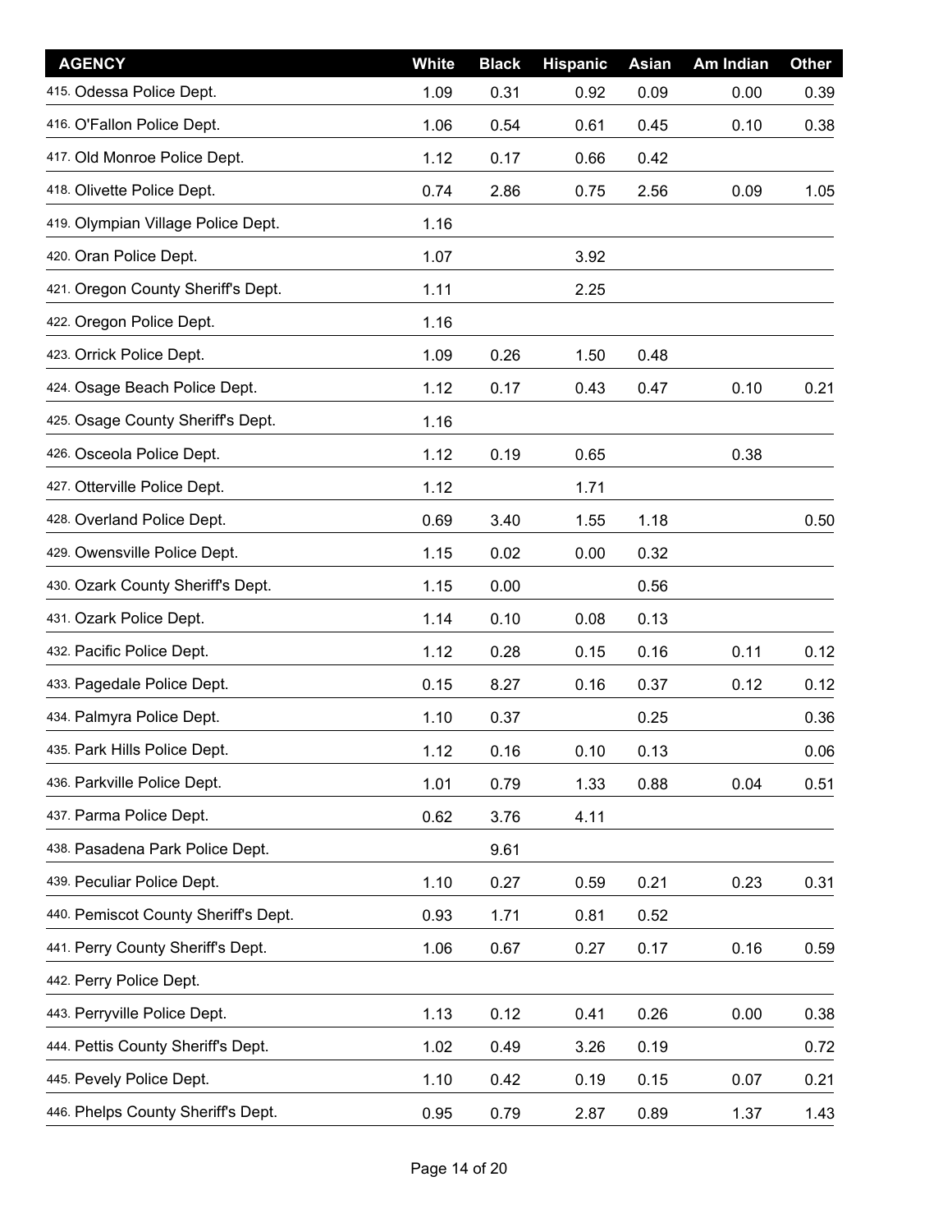| AGENCY | White | Black | Hispanic | Asian | Am Indian | Other |
|---|---|---|---|---|---|---|
| 415. Odessa Police Dept. | 1.09 | 0.31 | 0.92 | 0.09 | 0.00 | 0.39 |
| 416. O'Fallon Police Dept. | 1.06 | 0.54 | 0.61 | 0.45 | 0.10 | 0.38 |
| 417. Old Monroe Police Dept. | 1.12 | 0.17 | 0.66 | 0.42 | | |
| 418. Olivette Police Dept. | 0.74 | 2.86 | 0.75 | 2.56 | 0.09 | 1.05 |
| 419. Olympian Village Police Dept. | 1.16 | | | | | |
| 420. Oran Police Dept. | 1.07 | | 3.92 | | | |
| 421. Oregon County Sheriff's Dept. | 1.11 | | 2.25 | | | |
| 422. Oregon Police Dept. | 1.16 | | | | | |
| 423. Orrick Police Dept. | 1.09 | 0.26 | 1.50 | 0.48 | | |
| 424. Osage Beach Police Dept. | 1.12 | 0.17 | 0.43 | 0.47 | 0.10 | 0.21 |
| 425. Osage County Sheriff's Dept. | 1.16 | | | | | |
| 426. Osceola Police Dept. | 1.12 | 0.19 | 0.65 | | 0.38 | |
| 427. Otterville Police Dept. | 1.12 | | 1.71 | | | |
| 428. Overland Police Dept. | 0.69 | 3.40 | 1.55 | 1.18 | | 0.50 |
| 429. Owensville Police Dept. | 1.15 | 0.02 | 0.00 | 0.32 | | |
| 430. Ozark County Sheriff's Dept. | 1.15 | 0.00 | | 0.56 | | |
| 431. Ozark Police Dept. | 1.14 | 0.10 | 0.08 | 0.13 | | |
| 432. Pacific Police Dept. | 1.12 | 0.28 | 0.15 | 0.16 | 0.11 | 0.12 |
| 433. Pagedale Police Dept. | 0.15 | 8.27 | 0.16 | 0.37 | 0.12 | 0.12 |
| 434. Palmyra Police Dept. | 1.10 | 0.37 | | 0.25 | | 0.36 |
| 435. Park Hills Police Dept. | 1.12 | 0.16 | 0.10 | 0.13 | | 0.06 |
| 436. Parkville Police Dept. | 1.01 | 0.79 | 1.33 | 0.88 | 0.04 | 0.51 |
| 437. Parma Police Dept. | 0.62 | 3.76 | 4.11 | | | |
| 438. Pasadena Park Police Dept. | | 9.61 | | | | |
| 439. Peculiar Police Dept. | 1.10 | 0.27 | 0.59 | 0.21 | 0.23 | 0.31 |
| 440. Pemiscot County Sheriff's Dept. | 0.93 | 1.71 | 0.81 | 0.52 | | |
| 441. Perry County Sheriff's Dept. | 1.06 | 0.67 | 0.27 | 0.17 | 0.16 | 0.59 |
| 442. Perry Police Dept. | | | | | | |
| 443. Perryville Police Dept. | 1.13 | 0.12 | 0.41 | 0.26 | 0.00 | 0.38 |
| 444. Pettis County Sheriff's Dept. | 1.02 | 0.49 | 3.26 | 0.19 | | 0.72 |
| 445. Pevely Police Dept. | 1.10 | 0.42 | 0.19 | 0.15 | 0.07 | 0.21 |
| 446. Phelps County Sheriff's Dept. | 0.95 | 0.79 | 2.87 | 0.89 | 1.37 | 1.43 |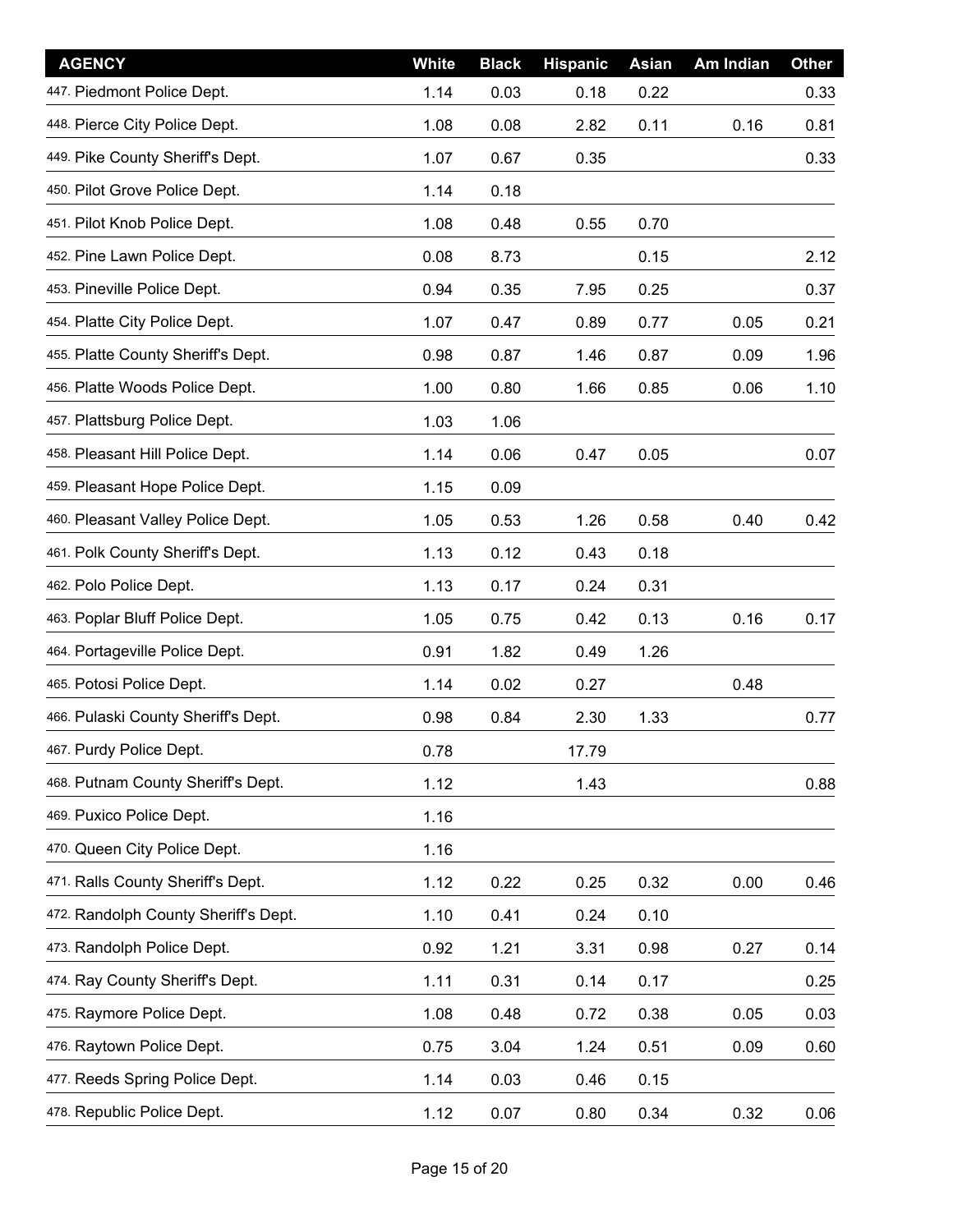| AGENCY | White | Black | Hispanic | Asian | Am Indian | Other |
|---|---|---|---|---|---|---|
| 447. Piedmont Police Dept. | 1.14 | 0.03 | 0.18 | 0.22 | | 0.33 |
| 448. Pierce City Police Dept. | 1.08 | 0.08 | 2.82 | 0.11 | 0.16 | 0.81 |
| 449. Pike County Sheriff's Dept. | 1.07 | 0.67 | 0.35 | | | 0.33 |
| 450. Pilot Grove Police Dept. | 1.14 | 0.18 | | | | |
| 451. Pilot Knob Police Dept. | 1.08 | 0.48 | 0.55 | 0.70 | | |
| 452. Pine Lawn Police Dept. | 0.08 | 8.73 | | 0.15 | | 2.12 |
| 453. Pineville Police Dept. | 0.94 | 0.35 | 7.95 | 0.25 | | 0.37 |
| 454. Platte City Police Dept. | 1.07 | 0.47 | 0.89 | 0.77 | 0.05 | 0.21 |
| 455. Platte County Sheriff's Dept. | 0.98 | 0.87 | 1.46 | 0.87 | 0.09 | 1.96 |
| 456. Platte Woods Police Dept. | 1.00 | 0.80 | 1.66 | 0.85 | 0.06 | 1.10 |
| 457. Plattsburg Police Dept. | 1.03 | 1.06 | | | | |
| 458. Pleasant Hill Police Dept. | 1.14 | 0.06 | 0.47 | 0.05 | | 0.07 |
| 459. Pleasant Hope Police Dept. | 1.15 | 0.09 | | | | |
| 460. Pleasant Valley Police Dept. | 1.05 | 0.53 | 1.26 | 0.58 | 0.40 | 0.42 |
| 461. Polk County Sheriff's Dept. | 1.13 | 0.12 | 0.43 | 0.18 | | |
| 462. Polo Police Dept. | 1.13 | 0.17 | 0.24 | 0.31 | | |
| 463. Poplar Bluff Police Dept. | 1.05 | 0.75 | 0.42 | 0.13 | 0.16 | 0.17 |
| 464. Portageville Police Dept. | 0.91 | 1.82 | 0.49 | 1.26 | | |
| 465. Potosi Police Dept. | 1.14 | 0.02 | 0.27 | | 0.48 | |
| 466. Pulaski County Sheriff's Dept. | 0.98 | 0.84 | 2.30 | 1.33 | | 0.77 |
| 467. Purdy Police Dept. | 0.78 | | 17.79 | | | |
| 468. Putnam County Sheriff's Dept. | 1.12 | | 1.43 | | | 0.88 |
| 469. Puxico Police Dept. | 1.16 | | | | | |
| 470. Queen City Police Dept. | 1.16 | | | | | |
| 471. Ralls County Sheriff's Dept. | 1.12 | 0.22 | 0.25 | 0.32 | 0.00 | 0.46 |
| 472. Randolph County Sheriff's Dept. | 1.10 | 0.41 | 0.24 | 0.10 | | |
| 473. Randolph Police Dept. | 0.92 | 1.21 | 3.31 | 0.98 | 0.27 | 0.14 |
| 474. Ray County Sheriff's Dept. | 1.11 | 0.31 | 0.14 | 0.17 | | 0.25 |
| 475. Raymore Police Dept. | 1.08 | 0.48 | 0.72 | 0.38 | 0.05 | 0.03 |
| 476. Raytown Police Dept. | 0.75 | 3.04 | 1.24 | 0.51 | 0.09 | 0.60 |
| 477. Reeds Spring Police Dept. | 1.14 | 0.03 | 0.46 | 0.15 | | |
| 478. Republic Police Dept. | 1.12 | 0.07 | 0.80 | 0.34 | 0.32 | 0.06 |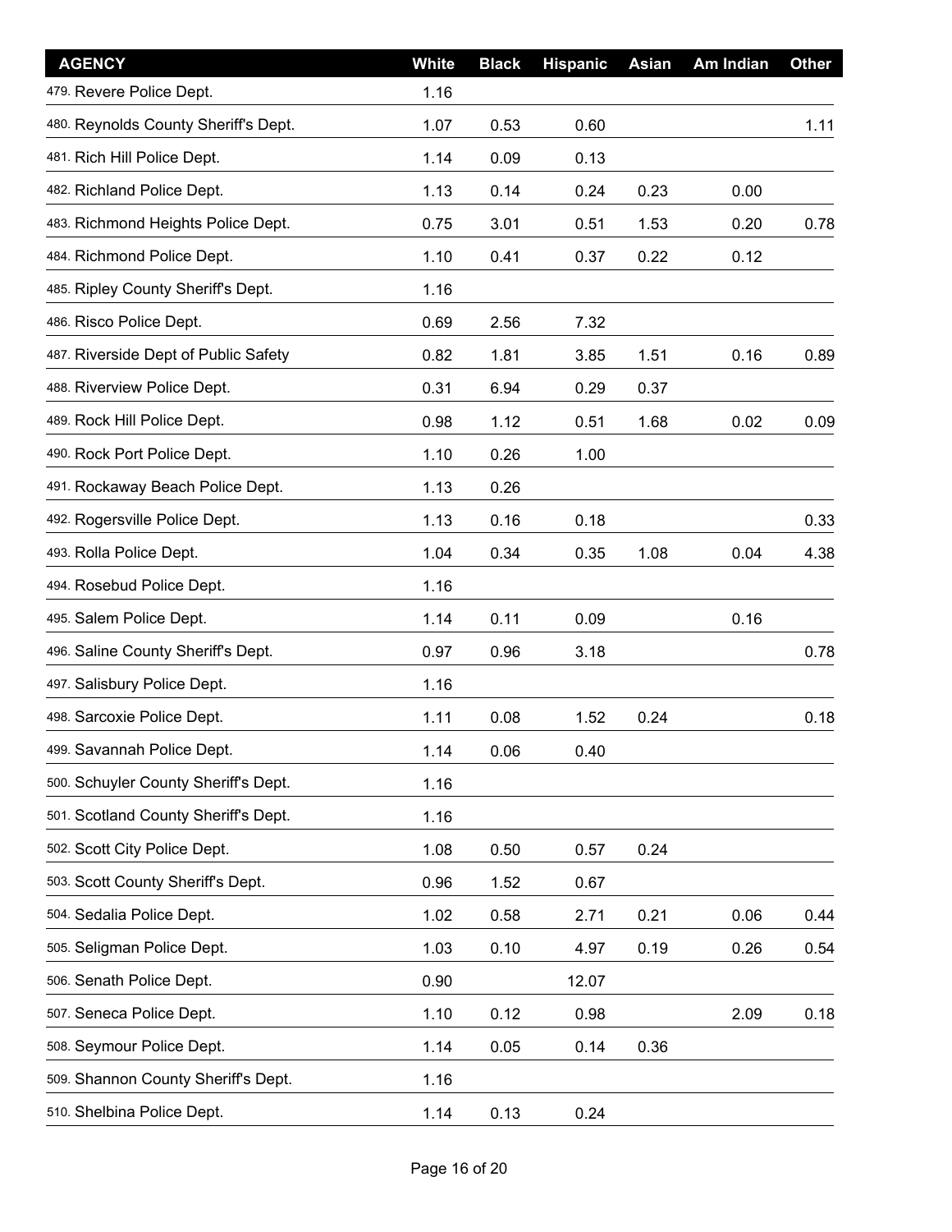| AGENCY | White | Black | Hispanic | Asian | Am Indian | Other |
|---|---|---|---|---|---|---|
| 479. Revere Police Dept. | 1.16 | | | | | |
| 480. Reynolds County Sheriff's Dept. | 1.07 | 0.53 | 0.60 | | | 1.11 |
| 481. Rich Hill Police Dept. | 1.14 | 0.09 | 0.13 | | | |
| 482. Richland Police Dept. | 1.13 | 0.14 | 0.24 | 0.23 | 0.00 | |
| 483. Richmond Heights Police Dept. | 0.75 | 3.01 | 0.51 | 1.53 | 0.20 | 0.78 |
| 484. Richmond Police Dept. | 1.10 | 0.41 | 0.37 | 0.22 | 0.12 | |
| 485. Ripley County Sheriff's Dept. | 1.16 | | | | | |
| 486. Risco Police Dept. | 0.69 | 2.56 | 7.32 | | | |
| 487. Riverside Dept of Public Safety | 0.82 | 1.81 | 3.85 | 1.51 | 0.16 | 0.89 |
| 488. Riverview Police Dept. | 0.31 | 6.94 | 0.29 | 0.37 | | |
| 489. Rock Hill Police Dept. | 0.98 | 1.12 | 0.51 | 1.68 | 0.02 | 0.09 |
| 490. Rock Port Police Dept. | 1.10 | 0.26 | 1.00 | | | |
| 491. Rockaway Beach Police Dept. | 1.13 | 0.26 | | | | |
| 492. Rogersville Police Dept. | 1.13 | 0.16 | 0.18 | | | 0.33 |
| 493. Rolla Police Dept. | 1.04 | 0.34 | 0.35 | 1.08 | 0.04 | 4.38 |
| 494. Rosebud Police Dept. | 1.16 | | | | | |
| 495. Salem Police Dept. | 1.14 | 0.11 | 0.09 | | 0.16 | |
| 496. Saline County Sheriff's Dept. | 0.97 | 0.96 | 3.18 | | | 0.78 |
| 497. Salisbury Police Dept. | 1.16 | | | | | |
| 498. Sarcoxie Police Dept. | 1.11 | 0.08 | 1.52 | 0.24 | | 0.18 |
| 499. Savannah Police Dept. | 1.14 | 0.06 | 0.40 | | | |
| 500. Schuyler County Sheriff's Dept. | 1.16 | | | | | |
| 501. Scotland County Sheriff's Dept. | 1.16 | | | | | |
| 502. Scott City Police Dept. | 1.08 | 0.50 | 0.57 | 0.24 | | |
| 503. Scott County Sheriff's Dept. | 0.96 | 1.52 | 0.67 | | | |
| 504. Sedalia Police Dept. | 1.02 | 0.58 | 2.71 | 0.21 | 0.06 | 0.44 |
| 505. Seligman Police Dept. | 1.03 | 0.10 | 4.97 | 0.19 | 0.26 | 0.54 |
| 506. Senath Police Dept. | 0.90 | | 12.07 | | | |
| 507. Seneca Police Dept. | 1.10 | 0.12 | 0.98 | | 2.09 | 0.18 |
| 508. Seymour Police Dept. | 1.14 | 0.05 | 0.14 | 0.36 | | |
| 509. Shannon County Sheriff's Dept. | 1.16 | | | | | |
| 510. Shelbina Police Dept. | 1.14 | 0.13 | 0.24 | | | |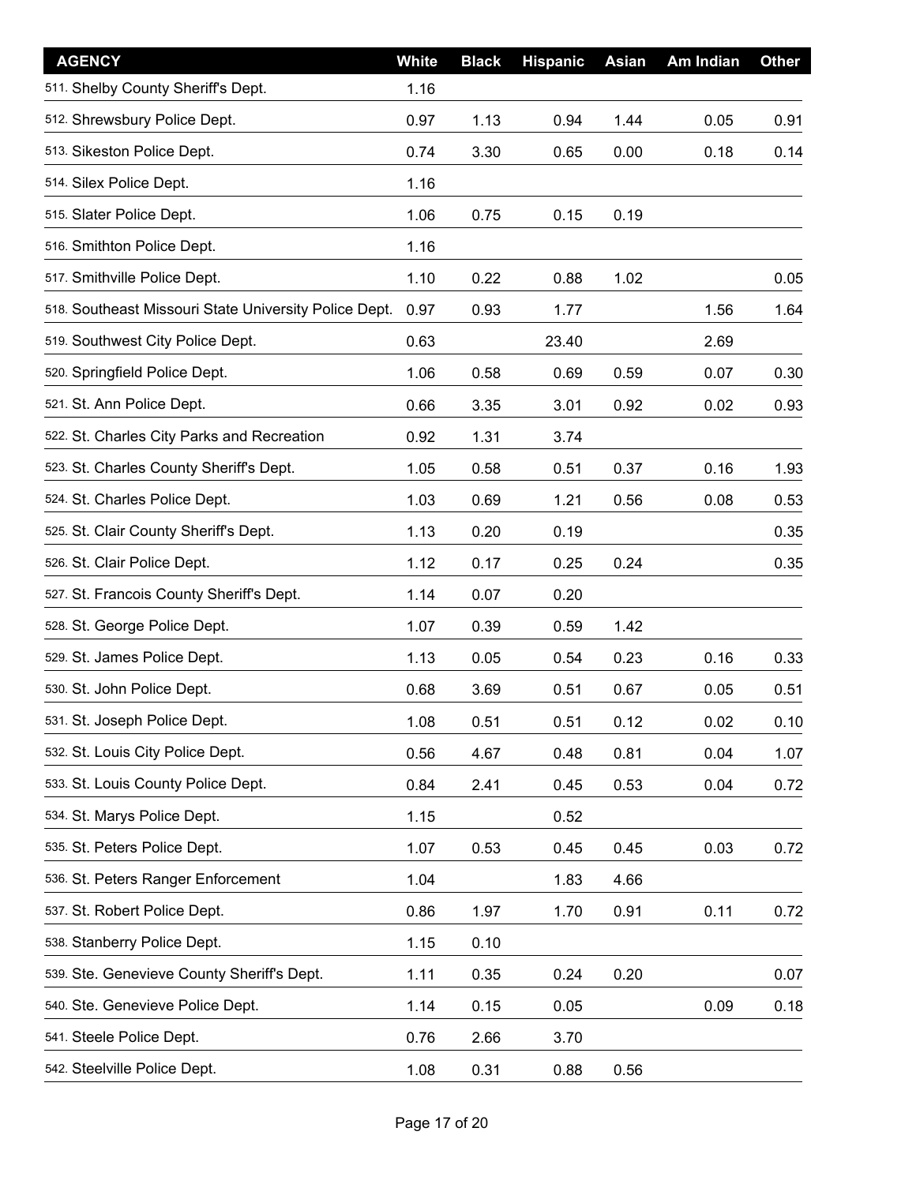| AGENCY | White | Black | Hispanic | Asian | Am Indian | Other |
|---|---|---|---|---|---|---|
| 511. Shelby County Sheriff's Dept. | 1.16 | | | | | |
| 512. Shrewsbury Police Dept. | 0.97 | 1.13 | 0.94 | 1.44 | 0.05 | 0.91 |
| 513. Sikeston Police Dept. | 0.74 | 3.30 | 0.65 | 0.00 | 0.18 | 0.14 |
| 514. Silex Police Dept. | 1.16 | | | | | |
| 515. Slater Police Dept. | 1.06 | 0.75 | 0.15 | 0.19 | | |
| 516. Smithton Police Dept. | 1.16 | | | | | |
| 517. Smithville Police Dept. | 1.10 | 0.22 | 0.88 | 1.02 | | 0.05 |
| 518. Southeast Missouri State University Police Dept. | 0.97 | 0.93 | 1.77 | | 1.56 | 1.64 |
| 519. Southwest City Police Dept. | 0.63 | | 23.40 | | 2.69 | |
| 520. Springfield Police Dept. | 1.06 | 0.58 | 0.69 | 0.59 | 0.07 | 0.30 |
| 521. St. Ann Police Dept. | 0.66 | 3.35 | 3.01 | 0.92 | 0.02 | 0.93 |
| 522. St. Charles City Parks and Recreation | 0.92 | 1.31 | 3.74 | | | |
| 523. St. Charles County Sheriff's Dept. | 1.05 | 0.58 | 0.51 | 0.37 | 0.16 | 1.93 |
| 524. St. Charles Police Dept. | 1.03 | 0.69 | 1.21 | 0.56 | 0.08 | 0.53 |
| 525. St. Clair County Sheriff's Dept. | 1.13 | 0.20 | 0.19 | | | 0.35 |
| 526. St. Clair Police Dept. | 1.12 | 0.17 | 0.25 | 0.24 | | 0.35 |
| 527. St. Francois County Sheriff's Dept. | 1.14 | 0.07 | 0.20 | | | |
| 528. St. George Police Dept. | 1.07 | 0.39 | 0.59 | 1.42 | | |
| 529. St. James Police Dept. | 1.13 | 0.05 | 0.54 | 0.23 | 0.16 | 0.33 |
| 530. St. John Police Dept. | 0.68 | 3.69 | 0.51 | 0.67 | 0.05 | 0.51 |
| 531. St. Joseph Police Dept. | 1.08 | 0.51 | 0.51 | 0.12 | 0.02 | 0.10 |
| 532. St. Louis City Police Dept. | 0.56 | 4.67 | 0.48 | 0.81 | 0.04 | 1.07 |
| 533. St. Louis County Police Dept. | 0.84 | 2.41 | 0.45 | 0.53 | 0.04 | 0.72 |
| 534. St. Marys Police Dept. | 1.15 | | 0.52 | | | |
| 535. St. Peters Police Dept. | 1.07 | 0.53 | 0.45 | 0.45 | 0.03 | 0.72 |
| 536. St. Peters Ranger Enforcement | 1.04 | | 1.83 | 4.66 | | |
| 537. St. Robert Police Dept. | 0.86 | 1.97 | 1.70 | 0.91 | 0.11 | 0.72 |
| 538. Stanberry Police Dept. | 1.15 | 0.10 | | | | |
| 539. Ste. Genevieve County Sheriff's Dept. | 1.11 | 0.35 | 0.24 | 0.20 | | 0.07 |
| 540. Ste. Genevieve Police Dept. | 1.14 | 0.15 | 0.05 | | 0.09 | 0.18 |
| 541. Steele Police Dept. | 0.76 | 2.66 | 3.70 | | | |
| 542. Steelville Police Dept. | 1.08 | 0.31 | 0.88 | 0.56 | | |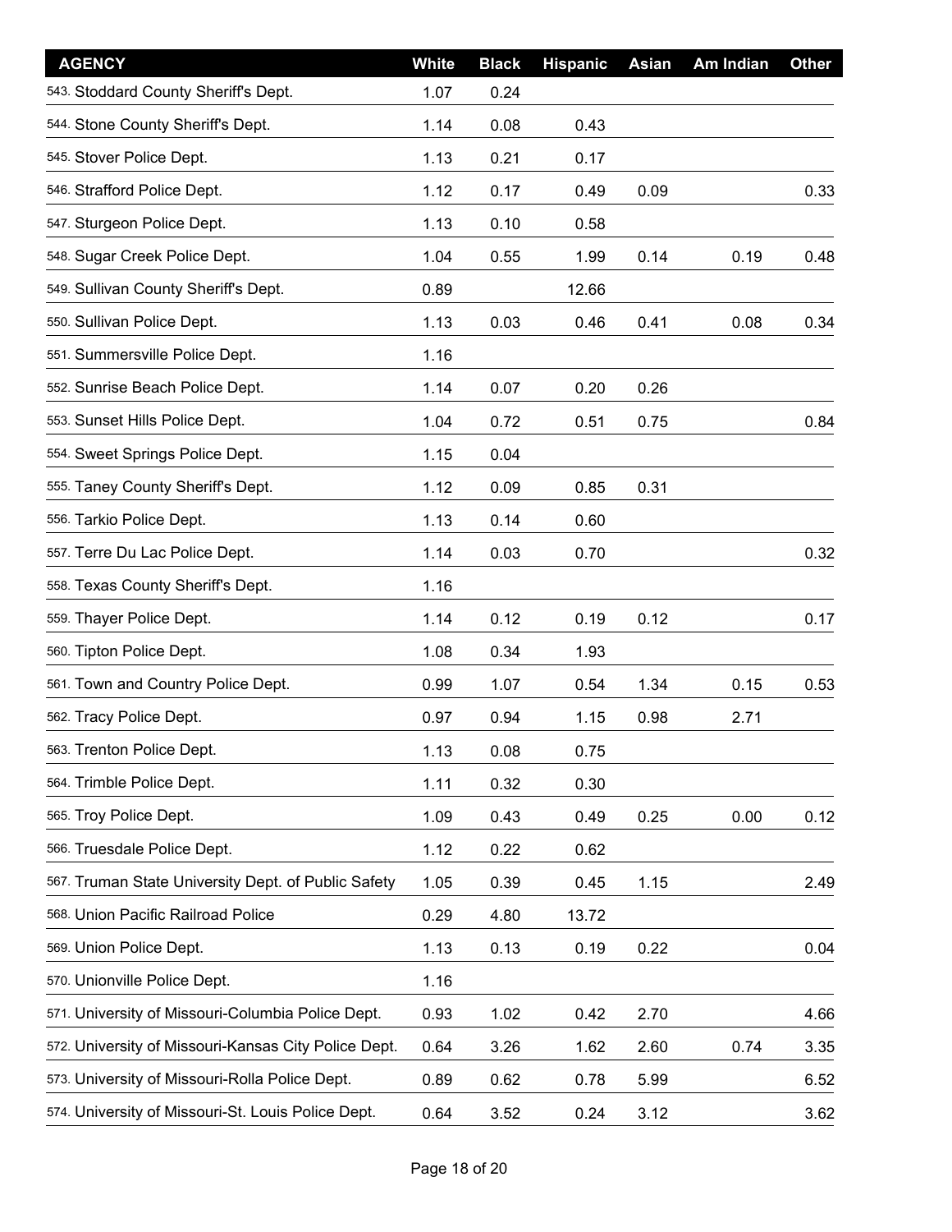| AGENCY | White | Black | Hispanic | Asian | Am Indian | Other |
|---|---|---|---|---|---|---|
| 543. Stoddard County Sheriff's Dept. | 1.07 | 0.24 | | | | |
| 544. Stone County Sheriff's Dept. | 1.14 | 0.08 | 0.43 | | | |
| 545. Stover Police Dept. | 1.13 | 0.21 | 0.17 | | | |
| 546. Strafford Police Dept. | 1.12 | 0.17 | 0.49 | 0.09 | | 0.33 |
| 547. Sturgeon Police Dept. | 1.13 | 0.10 | 0.58 | | | |
| 548. Sugar Creek Police Dept. | 1.04 | 0.55 | 1.99 | 0.14 | 0.19 | 0.48 |
| 549. Sullivan County Sheriff's Dept. | 0.89 | | 12.66 | | | |
| 550. Sullivan Police Dept. | 1.13 | 0.03 | 0.46 | 0.41 | 0.08 | 0.34 |
| 551. Summersville Police Dept. | 1.16 | | | | | |
| 552. Sunrise Beach Police Dept. | 1.14 | 0.07 | 0.20 | 0.26 | | |
| 553. Sunset Hills Police Dept. | 1.04 | 0.72 | 0.51 | 0.75 | | 0.84 |
| 554. Sweet Springs Police Dept. | 1.15 | 0.04 | | | | |
| 555. Taney County Sheriff's Dept. | 1.12 | 0.09 | 0.85 | 0.31 | | |
| 556. Tarkio Police Dept. | 1.13 | 0.14 | 0.60 | | | |
| 557. Terre Du Lac Police Dept. | 1.14 | 0.03 | 0.70 | | | 0.32 |
| 558. Texas County Sheriff's Dept. | 1.16 | | | | | |
| 559. Thayer Police Dept. | 1.14 | 0.12 | 0.19 | 0.12 | | 0.17 |
| 560. Tipton Police Dept. | 1.08 | 0.34 | 1.93 | | | |
| 561. Town and Country Police Dept. | 0.99 | 1.07 | 0.54 | 1.34 | 0.15 | 0.53 |
| 562. Tracy Police Dept. | 0.97 | 0.94 | 1.15 | 0.98 | 2.71 | |
| 563. Trenton Police Dept. | 1.13 | 0.08 | 0.75 | | | |
| 564. Trimble Police Dept. | 1.11 | 0.32 | 0.30 | | | |
| 565. Troy Police Dept. | 1.09 | 0.43 | 0.49 | 0.25 | 0.00 | 0.12 |
| 566. Truesdale Police Dept. | 1.12 | 0.22 | 0.62 | | | |
| 567. Truman State University Dept. of Public Safety | 1.05 | 0.39 | 0.45 | 1.15 | | 2.49 |
| 568. Union Pacific Railroad Police | 0.29 | 4.80 | 13.72 | | | |
| 569. Union Police Dept. | 1.13 | 0.13 | 0.19 | 0.22 | | 0.04 |
| 570. Unionville Police Dept. | 1.16 | | | | | |
| 571. University of Missouri-Columbia Police Dept. | 0.93 | 1.02 | 0.42 | 2.70 | | 4.66 |
| 572. University of Missouri-Kansas City Police Dept. | 0.64 | 3.26 | 1.62 | 2.60 | 0.74 | 3.35 |
| 573. University of Missouri-Rolla Police Dept. | 0.89 | 0.62 | 0.78 | 5.99 | | 6.52 |
| 574. University of Missouri-St. Louis Police Dept. | 0.64 | 3.52 | 0.24 | 3.12 | | 3.62 |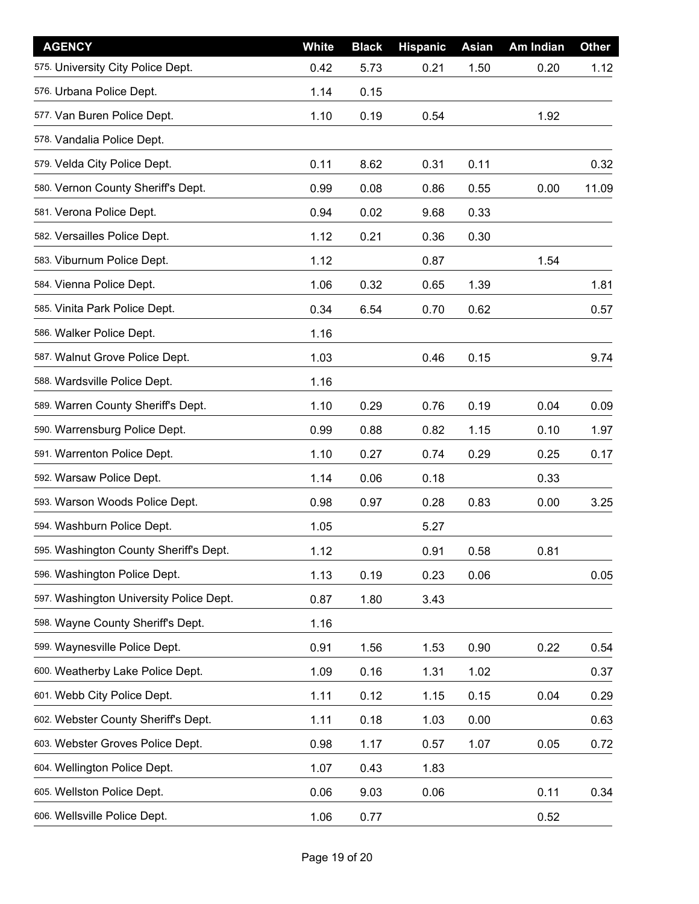| AGENCY | White | Black | Hispanic | Asian | Am Indian | Other |
|---|---|---|---|---|---|---|
| 575. University City Police Dept. | 0.42 | 5.73 | 0.21 | 1.50 | 0.20 | 1.12 |
| 576. Urbana Police Dept. | 1.14 | 0.15 | | | | |
| 577. Van Buren Police Dept. | 1.10 | 0.19 | 0.54 | | 1.92 | |
| 578. Vandalia Police Dept. | | | | | | |
| 579. Velda City Police Dept. | 0.11 | 8.62 | 0.31 | 0.11 | | 0.32 |
| 580. Vernon County Sheriff's Dept. | 0.99 | 0.08 | 0.86 | 0.55 | 0.00 | 11.09 |
| 581. Verona Police Dept. | 0.94 | 0.02 | 9.68 | 0.33 | | |
| 582. Versailles Police Dept. | 1.12 | 0.21 | 0.36 | 0.30 | | |
| 583. Viburnum Police Dept. | 1.12 | | 0.87 | | 1.54 | |
| 584. Vienna Police Dept. | 1.06 | 0.32 | 0.65 | 1.39 | | 1.81 |
| 585. Vinita Park Police Dept. | 0.34 | 6.54 | 0.70 | 0.62 | | 0.57 |
| 586. Walker Police Dept. | 1.16 | | | | | |
| 587. Walnut Grove Police Dept. | 1.03 | | 0.46 | 0.15 | | 9.74 |
| 588. Wardsville Police Dept. | 1.16 | | | | | |
| 589. Warren County Sheriff's Dept. | 1.10 | 0.29 | 0.76 | 0.19 | 0.04 | 0.09 |
| 590. Warrensburg Police Dept. | 0.99 | 0.88 | 0.82 | 1.15 | 0.10 | 1.97 |
| 591. Warrenton Police Dept. | 1.10 | 0.27 | 0.74 | 0.29 | 0.25 | 0.17 |
| 592. Warsaw Police Dept. | 1.14 | 0.06 | 0.18 | | 0.33 | |
| 593. Warson Woods Police Dept. | 0.98 | 0.97 | 0.28 | 0.83 | 0.00 | 3.25 |
| 594. Washburn Police Dept. | 1.05 | | 5.27 | | | |
| 595. Washington County Sheriff's Dept. | 1.12 | | 0.91 | 0.58 | 0.81 | |
| 596. Washington Police Dept. | 1.13 | 0.19 | 0.23 | 0.06 | | 0.05 |
| 597. Washington University Police Dept. | 0.87 | 1.80 | 3.43 | | | |
| 598. Wayne County Sheriff's Dept. | 1.16 | | | | | |
| 599. Waynesville Police Dept. | 0.91 | 1.56 | 1.53 | 0.90 | 0.22 | 0.54 |
| 600. Weatherby Lake Police Dept. | 1.09 | 0.16 | 1.31 | 1.02 | | 0.37 |
| 601. Webb City Police Dept. | 1.11 | 0.12 | 1.15 | 0.15 | 0.04 | 0.29 |
| 602. Webster County Sheriff's Dept. | 1.11 | 0.18 | 1.03 | 0.00 | | 0.63 |
| 603. Webster Groves Police Dept. | 0.98 | 1.17 | 0.57 | 1.07 | 0.05 | 0.72 |
| 604. Wellington Police Dept. | 1.07 | 0.43 | 1.83 | | | |
| 605. Wellston Police Dept. | 0.06 | 9.03 | 0.06 | | 0.11 | 0.34 |
| 606. Wellsville Police Dept. | 1.06 | 0.77 | | | 0.52 | |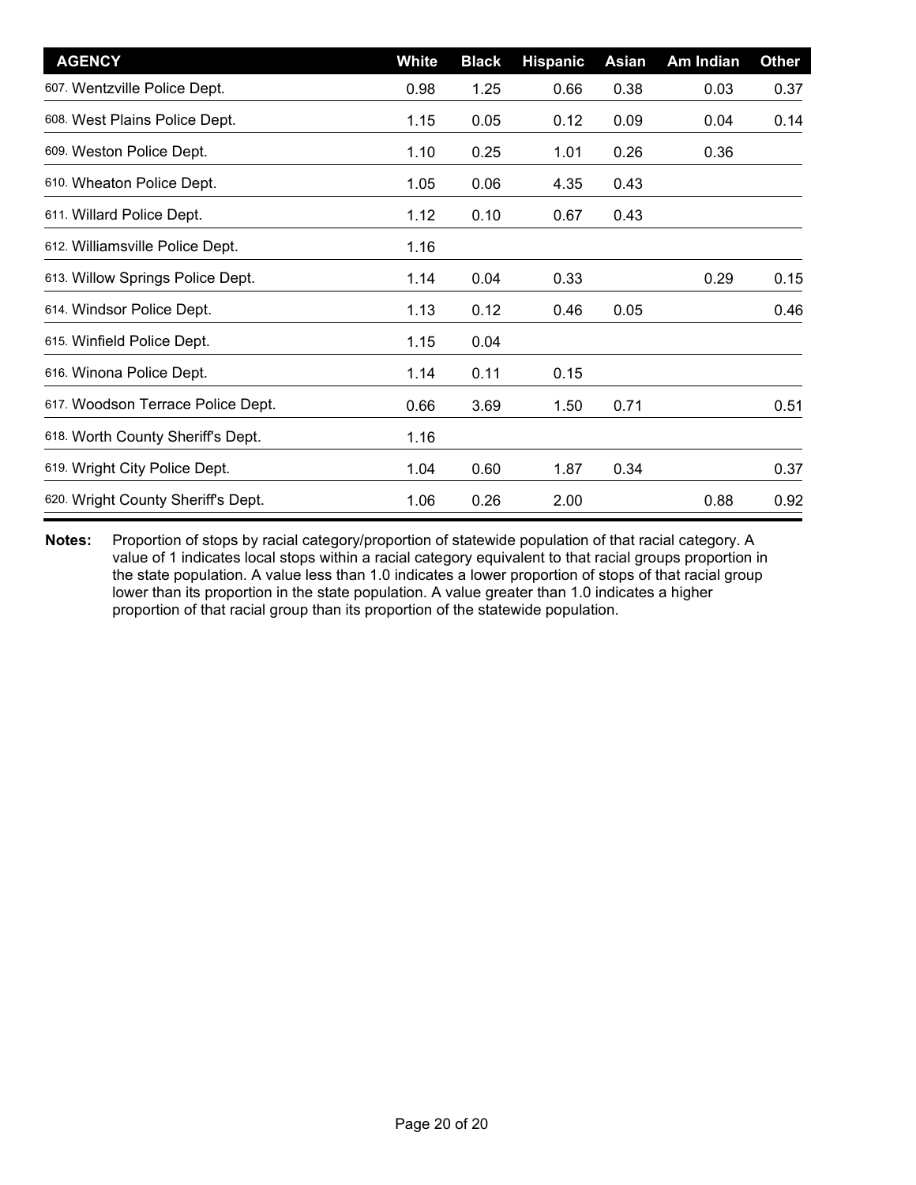| AGENCY | White | Black | Hispanic | Asian | Am Indian | Other |
|---|---|---|---|---|---|---|
| 607. Wentzville Police Dept. | 0.98 | 1.25 | 0.66 | 0.38 | 0.03 | 0.37 |
| 608. West Plains Police Dept. | 1.15 | 0.05 | 0.12 | 0.09 | 0.04 | 0.14 |
| 609. Weston Police Dept. | 1.10 | 0.25 | 1.01 | 0.26 | 0.36 | |
| 610. Wheaton Police Dept. | 1.05 | 0.06 | 4.35 | 0.43 | | |
| 611. Willard Police Dept. | 1.12 | 0.10 | 0.67 | 0.43 | | |
| 612. Williamsville Police Dept. | 1.16 | | | | | |
| 613. Willow Springs Police Dept. | 1.14 | 0.04 | 0.33 | | 0.29 | 0.15 |
| 614. Windsor Police Dept. | 1.13 | 0.12 | 0.46 | 0.05 | | 0.46 |
| 615. Winfield Police Dept. | 1.15 | 0.04 | | | | |
| 616. Winona Police Dept. | 1.14 | 0.11 | 0.15 | | | |
| 617. Woodson Terrace Police Dept. | 0.66 | 3.69 | 1.50 | 0.71 | | 0.51 |
| 618. Worth County Sheriff's Dept. | 1.16 | | | | | |
| 619. Wright City Police Dept. | 1.04 | 0.60 | 1.87 | 0.34 | | 0.37 |
| 620. Wright County Sheriff's Dept. | 1.06 | 0.26 | 2.00 | | 0.88 | 0.92 |

**Notes:** Proportion of stops by racial category/proportion of statewide population of that racial category. A value of 1 indicates local stops within a racial category equivalent to that racial groups proportion in the state population. A value less than 1.0 indicates a lower proportion of stops of that racial group lower than its proportion in the state population. A value greater than 1.0 indicates a higher proportion of that racial group than its proportion of the statewide population.